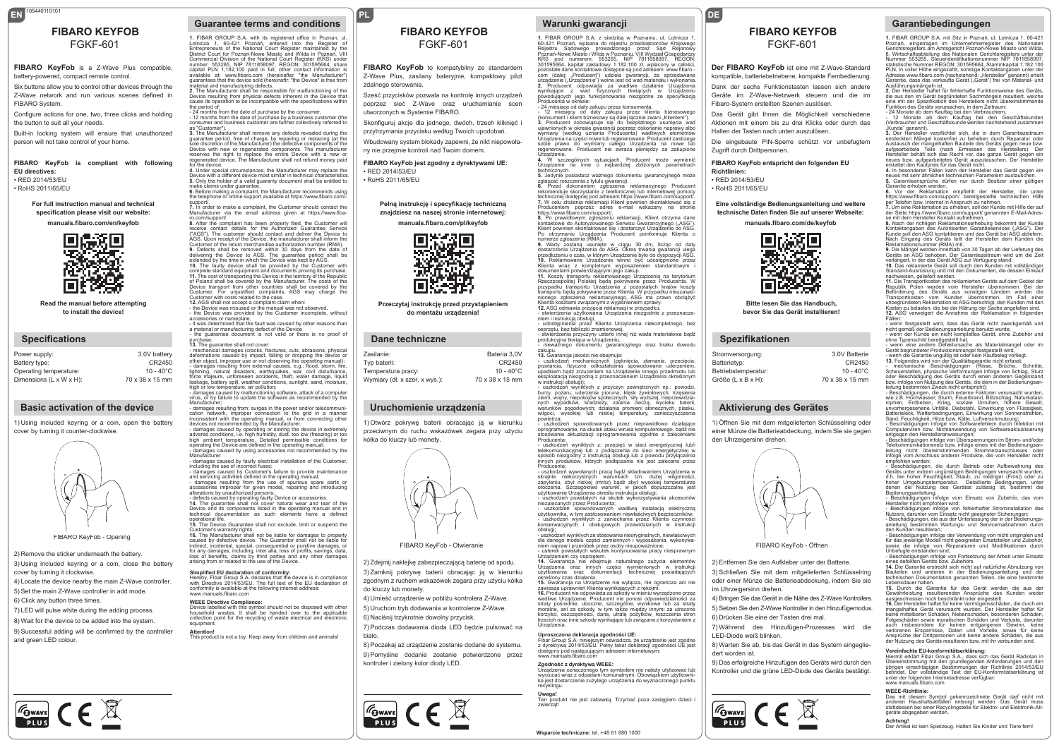105440110101

# FIBARO KEYFOB

## FGKF-601

**FIBARO KeyFob** is a Z-Wave Plus compatible, battery-powered, compact remote control.

Six buttons allow you to control other devices through the Z-Wave network and run various scenes defined in FIBARO System.

Configure actions for one, two, three clicks and holding the button to suit all your needs.

Built-in locking system will ensure that unauthorized person will not take control of your home.

**FIBARO KeyFob is compliant with following EU directives:**
- RED 2014/53/EU
- RoHS 2011/65/EU

**For full instruction manual and technical specification please visit our website:**

**manuals.fibaro.com/en/keyfob**

**Read the manual before attempting to install the device!**

## Specifications

| | |
|---|---|
| Power supply: | 3.0V battery |
| Battery type: | CR2450 |
| Operating temperature: | 10 - 40°C |
| Dimensions (L x W x H): | 70 x 38 x 15 mm |

## Basic activation of the device

1) Using included keyring or a coin, open the battery cover by turning it counter-clockwise.

FIBARO KeyFob - Opening

2) Remove the sticker underneath the battery.
3) Using included keyring or a coin, close the battery cover by turning it clockwise.
4) Locate the device nearby the main Z-Wave controller.
5) Set the main Z-Wave controller in add mode.
6) Click any button three times.
7) LED will pulse white during the adding process.
8) Wait for the device to be added into the system.
9) Successful adding will be confirmed by the controller and green LED colour.

## Guarantee terms and conditions

**1.** FIBAR GROUP S.A. with its registered office in Poznan, ul. Lotnicza 1, 60-421 Poznań, entered into the Register of Entrepreneurs of the National Court Register maintained by the District Court for Poznań-Nowe Miasto and Wilda in Poznań, VIII Commercial Division of the National Court Register (KRS) under number: 553265, NIP 7811858097, REGON: 301595664, share capital PLN 1,182,100 paid in full, other further contact information is available at: www.fibaro.com (hereinafter "the Manufacturer") guarantees that the device sold (hereinafter: "the Device") is free from material and manufacturing defects.

**2.** The Manufacturer shall be responsible for malfunctioning of the Device resulting from physical defects inherent in the Device that cause its operation to be incompatible with the specifications within the period of:
- 24 months from the date of purchase by the consumer,
- 12 months from the date of purchase by a business customer (the consumer and business customer are further collectively referred to as "Customer").

**3.** The Manufacturer shall remove any defects revealed during the guarantee period, free of charge, by repairing or replacing (at the sole discretion of the Manufacturer) the defective components of the Device with new or regenerated components. The manufacturer reserves the right to replace the entire Device with a new or regenerated device. The Manufacturer shall not refund money paid for the device.

**4.** Under special circumstances, the Manufacturer may replace the Device with a different device most similar in technical characteristics.

**5.** Only the holder of a valid guaranty document shall be entitled to make claims under guarantee.

**6.** Before making a complaint, the Manufacturer recommends using the telephone or online support available at https://www.fibaro.com/support/.

**7.** In order to make a complaint, the Customer should contact the Manufacturer via the email address given at https://www.fibaro.com/support/.

**8.** After the complaint has been properly filed, the Customer will receive contact details for the Authorized Guarantee Service ("AGS"). The Customer should contact and deliver the Device to AGS. Upon receipt of the Device, the manufacturer shall inform the Customer of the return merchandise authorization number (RMA).

**9.** Defects shall be removed within 30 days from the date of delivering the Device to AGS. The guarantee period shall be extended by the time in which the Device was kept by AGS.

**10.** The faulty device shall be provided by the Customer with complete standard equipment and documents proving its purchase.

**11.** The cost of transporting the Device in the territory of the Republic of Poland shall be covered by the Manufacturer. The costs of the Device transport from other countries shall be covered by the Customer. For unjustified complaints, AGS may charge the Customer with costs related to the case.

**12.** AGS shall not accept a complaint claim when:
- the Device was misused or the manual was not observed,
- the Device was provided by the Customer incomplete, without accessories or nameplate,
- it was determined that the fault was caused by other reasons than a material or manufacturing defect of the Device
- the guarantee document is not valid or there is no proof of purchase,

**13.** The guarantee shall not cover:
- mechanical damages (cracks, fractures, cuts, abrasions, physical deformations caused by impact, falling or dropping the device or other object, improper use or not observing the operating manual);
- damages resulting from external causes, e.g.: flood, storm, fire, lightning, natural disasters, earthquakes, war, civil disturbance, force majeure, unforeseen accidents, theft, water damage, liquid leakage, battery spill, weather conditions, sunlight, sand, moisture, high or low temperature, air pollution;
- damages caused by malfunctioning software, attack of a computer virus, or by failure to update the software as recommended by the Manufacturer;
- damages resulting from: surges in the power and/or telecommunication network, improper connection to the grid in a manner inconsistent with the operating manual, or from connecting other devices not recommended by the Manufacturer.
- damages caused by operating or storing the device in extremely adverse conditions, i.e. high humidity, dust, too low (freezing) or too high ambient temperature. Detailed permissible conditions for operating the Device are defined in the operating manual;
- damages caused by using accessories not recommended by the Manufacturer
- damages caused by faulty electrical installation of the Customer, including the use of incorrect fuses;
- damages caused by Customer's failure to provide maintenance and servicing activities defined in the operating manual;
- damages resulting from the use of spurious spare parts or accessories improper for given model, repairing and introducing alterations by unauthorized persons;
- defects caused by operating faulty Device or accessories.

**14.** The guarantee shall not cover natural wear and tear of the Device and its components listed in the operating manual and in technical documentation as such elements have a defined operational life.

**15.** The Device Guarantee shall not exclude, limit or suspend the Customer's warranty rights.

**16.** The Manufacturer shall not be liable for damages to property caused by defective device. The Guarantor shall not be liable for indirect, incidental, special, consequential or punitive damages, or for any damages, including, inter alia, loss of profits, savings, data, loss of benefits, claims by third parties and any other damages arising from or related to the use of the Device.

**Simplified EU declaration of conformity:**
Hereby, Fibar Group S.A. declares that the device is in compliance with Directive 2014/53/EU. The full text of the EU declaration of conformity is available at the following internet address: www.manuals.fibaro.com

**WEEE Directive Compliance:**
Device labelled with this symbol should not be disposed with other household wastes. It shall be handed over to the applicable collection point for the recycling of waste electrical and electronic equipment.

**Attention!**
This product is not a toy. Keep away from children and animals!

# FIBARO KEYFOB

## FGKF-601

**FIBARO KeyFob** to kompatybilny ze standardem Z-Wave Plus, zasilany bateryjnie, kompaktowy pilot zdalnego sterowania.

Sześć przycisków pozwala na kontrolę innych urządzeń poprzez sieć Z-Wave oraz uruchamianie scen utworzonych w Systemie FIBARO.

Skonfiguruj akcje dla jednego, dwóch, trzech kliknięć i przytrzymania przycisku według Twoich upodobań.

Wbudowany system blokady zapewni, że nikt niepowołany nie przejmie kontroli nad Twoim domem.

**FIBARO KeyFob jest zgodny z dyrektywami UE:**
- RED 2014/53/EU
- RoHS 2011/65/EU

**Pełną instrukcję i specyfikację techniczną znajdziesz na naszej stronie internetowej:**

**manuals.fibaro.com/pl/keyfob**

**Przeczytaj instrukcję przed przystąpieniem do montażu urządzenia!**

## Dane techniczne

| | |
|---|---|
| Zasilanie: | Bateria 3,0V |
| Typ baterii: | CR2450 |
| Temperatura pracy: | 10 - 40°C |
| Wymiary (dł. x szer. x wys.): | 70 x 38 x 15 mm |

## Uruchomienie urządzenia

1) Otwórz pokrywę baterii obracając ją w kierunku przeciwnym do ruchu wskazówek zegara przy użyciu kółka do kluczy lub monety.

FIBARO KeyFob - Otwieranie

2) Zdejmij naklejkę zabezpieczającą baterię od spodu.
3) Zamknij pokrywę baterii obracając ją w kierunku zgodnym z ruchem wskazówek zegara przy użyciu kółka do kluczy lub monety.
4) Umieść urządzenie w pobliżu kontrolera Z-Wave.
5) Uruchom tryb dodawania w kontrolerze Z-Wave.
6) Naciśnij trzykrotnie dowolny przycisk.
7) Podczas dodawania dioda LED będzie pulsować na biało.
8) Poczekaj aż urządzenie zostanie dodane do systemu.
9) Pomyślne dodanie zostanie potwierdzone przez kontroler i zielony kolor diody LED.

## Warunki gwarancji

**1.** FIBAR GROUP S.A. z siedzibą w Poznaniu, ul. Lotnicza 1, 60-421 Poznań, wpisana do rejestru przedsiębiorców Krajowego Rejestru Sądowego prowadzonego przez Sąd Rejonowy Poznań-Nowe Miasto i Wilda w Poznaniu, VIII Wydział Gospodarczy KRS pod numerem: 553265, NIP 7811858097, REGON: 301595664, kapitał zakładowy 1.182.100 zł, wpłacony w całości, pozostałe dane kontaktowe dostępne są pod adresem: www.fibaro.com (dalej: „Producent") udziela gwarancji, że sprzedawane urządzenie („Urządzenie") wolne jest od wad materiału i wykonania.

**2.** Producent odpowiada za wadliwe działanie Urządzenia wynikające z wad fizycznych tkwiących w Urządzeniu powodujących jego funkcjonowanie niezgodne ze specyfikacją Producenta w okresie:
- 24 miesięcy od daty zakupu przez konsumenta,
- 12 miesięcy od daty zakupu przez klienta biznesowego (konsument i klient biznesowy są dalej łącznie zwani „Klientem").

**3.** Producent zobowiązuje się do bezpłatnego usunięcia wad ujawnionych w okresie gwarancji poprzez dokonanie naprawy albo wymiany (według uznania Producenta) wadliwych elementów Urządzenia na części nowe lub regenerowane. Producent zastrzega sobie prawo do wymiany całego Urządzenia na nowe lub regenerowane. Producent nie zwraca pieniędzy za zakupione Urządzenie.

**4.** W szczególnych sytuacjach, Producent może wymienić Urządzenie na inne o najbardziej zbliżonych parametrach technicznych.

**5.** Jedynie posiadacz ważnego dokumentu gwarancyjnego może zgłaszać roszczenia z tytułu gwarancji.

**6.** Przed dokonaniem zgłoszenia reklamacyjnego Producent rekomenduje skorzystanie z telefonicznej lub internetowej pomocy technicznej dostępnej pod adresem https://www.fibaro.com/support/.

**7.** W celu złożenia reklamacji Klient powinien skontaktować się z Producentem poprzez adres e-mail wskazany na stronie https://www.fibaro.com/support/.

**8.** Po prawidłowym zgłoszeniu reklamacji, Klient otrzyma dane kontaktowe do Autoryzowanego Serwisu Gwarancyjnego („ASG"). Klient powinien skontaktować się i dostarczyć Urządzenie do ASG. Po otrzymaniu Urządzenia Producent poinformuje Klienta o numerze zgłoszenia (RMA).

**9.** Wady zostaną usunięte w ciągu 30 dni, licząc od daty dostarczenia Urządzenia do ASG. Okres trwania gwarancji ulega przedłużeniu o czas, w którym Urządzenie było do dyspozycji ASG.

**10.** Reklamowane Urządzenie winno być udostępnione przez Klienta wraz z kompletnym wyposażeniem standardowym i dokumentami potwierdzającymi jego zakup.

**11.** Koszty transportu reklamowanego Urządzenia na terytorium Rzeczpospolitej Polskiej będą pokrywane przez Producenta. W przypadku transportu Urządzenia z pozostałych krajów koszty transportu będą pokrywane przez Klienta. W przypadku nieuzasadnionego zgłoszenia reklamacyjnego, ASG ma prawo obciążyć Klienta kosztami związanymi z wyjaśnieniem sprawy.

**12.** ASG odmawia przyjęcia reklamacji w przypadku:
- stwierdzenia użytkowania Urządzenia niezgodnie z przeznaczeniem i instrukcją obsługi,
- udostępnienia przez Klienta Urządzenia niekompletnego, bez osprzętu, bez tabliczki znamionowej,
- stwierdzenia przyczyny usterki innej niż wada materiałowa bądź produkcyjna tkwiąca w Urządzeniu,
- nieważnego dokumentu gwarancyjnego oraz braku dowodu zakupu.

**13.** Gwarancja jakości nie obejmuje:
- uszkodzeń mechanicznych (pęknięcia, złamania, przecięcia, przetarcia, fizyczne odkształcenia spowodowane uderzeniem, upadkiem bądź zrzuceniem na Urządzenie innego przedmiotu lub eksploatacją niezgodną z przeznaczeniem Urządzenia określonym w instrukcji obsługi);
- uszkodzeń wynikłych z przyczyn zewnętrznych np.: powodzi, burzy, pożaru, uderzenia pioruna, klęsk żywiołowych, trzęsienia ziemi, wojny, niepokojów społecznych, siły wyższej, nieprzewidzianych wypadków, kradzieży, zalania cieczą, wycieku baterii, warunków pogodowych; działania promieni słonecznych, piasku, wilgoci, wysokiej lub niskiej temperatury, zanieczyszczenia powietrza;
- uszkodzeń spowodowanych przez nieprawidłowo działające oprogramowanie, na skutek ataku wirusa komputerowego, bądź nie stosowanie aktualizacji oprogramowania zgodnie z zaleceniami Producenta;
- uszkodzeń wynikłych z: przepięć w sieci energetycznej lub/i telekomunikacyjnej lub z podłączenia do sieci energetycznej w sposób niezgodny z instrukcją obsługi lub z powodu przyłączenia innych produktów, których podłączanie nie jest zalecane przez Producenta;
- uszkodzeń wywołanych pracą bądź składowaniem Urządzenia w skrajnie niekorzystnych warunkach tzn. dużej wilgotności, zapyleniu, zbyt niskiej (mróz) bądź zbyt wysokiej temperaturze otoczenia. Szczegółowe warunki, w jakich dopuszczalne jest użytkowanie Urządzenia określa instrukcja obsługi;
- uszkodzeń powstałych na skutek wykorzystywania akcesoriów niezalecanych przez Producenta;
- uszkodzeń spowodowanych wadliwą instalacją elektryczną użytkownika, w tym zastosowaniem niewłaściwych bezpieczników;
- uszkodzeń wynikłych z zaniechania przez Klienta czynności konserwacyjnych i obsługowych przewidzianych w instrukcji obsługi;
- uszkodzeń wynikłych ze stosowania nieoryginalnych, niewłaściwych dla danego modelu części zamiennych i wyposażenia, wykonywaniem napraw i przeróbek przez osoby nieupoważnione;
- usterek powstałych wskutek kontynuowania pracy niesprawnym Urządzeniem czy osprzętem.

**14.** Gwarancja nie obejmuje naturalnego zużycia elementów Urządzenia oraz innych części wymienionych w instrukcji użytkowania oraz dokumentacji technicznej posiadających określony czas działania.

**15.** Gwarancja na Urządzenie nie wyłącza, nie ogranicza ani nie zawiesza uprawnień Klienta wynikających z rękojmi.

**16.** Producent nie odpowiada za szkody w mieniu wyrządzone przez wadliwe Urządzenie. Producent nie ponosi odpowiedzialności za straty pośrednie, uboczne, szczególne, wynikowe lub za straty moralne, ani za szkody, w tym także między innymi za utracone korzyści, oszczędności, dane, utratę pożytków, roszczenia stron trzecich oraz inne szkody wynikające lub związane z korzystaniem z Urządzenia.

**Uproszczona deklaracja zgodności UE:**
Fibar Group S.A. niniejszym oświadcza, że urządzenie jest zgodne z dyrektywą 2014/53/EU. Pełny tekst deklaracji zgodności UE jest dostępny pod następującym adresem internetowym: www.manuals.fibaro.com

**Zgodność z dyrektywą WEEE:**
Urządzenia oznaczonego tym symbolem nie należy utylizować lub wyrzucać wraz z odpadami komunalnymi. Obowiązkiem użytkownika jest dostarczenie zużytego urządzenia do wyznaczonego punktu recyklingu.

**Uwaga!**
Ten produkt nie jest zabawką. Trzymać poza zasięgiem dzieci i zwierząt!

**Wsparcie techniczne:** tel. +48 61 880 1000

# FIBARO KEYFOB

## FGKF-601

**Der FIBARO KeyFob** ist eine mit Z-Wave-Standard kompatible, batteriebetriebene, kompakte Fernbedienung.

Dank der sechs Funktionstasten lassen sich andere Geräte im Z-Wave-Netzwerk steuern und die im Fibaro-System erstellten Szenen auslösen.

Das Gerät gibt Ihnen die Möglichkeit verschiedene Aktionen mit einem bis zu drei Klicks oder durch das Halten der Tasten nach unten auszulösen.

Die eingebaute PIN-Sperre schützt vor unbefugtem Zugriff durch Drittpersonen.

**FIBARO KeyFob entspricht den folgenden EU Richtlinien:**
- RED 2014/53/EU
- RoHS 2011/65/EU

**Eine vollständige Bedienungsanleitung und weitere technische Daten finden Sie auf unserer Webseite:**

**manuals.fibaro.com/de/keyfob**

**Bitte lesen Sie das Handbuch, bevor Sie das Gerät installieren!**

## Spezifikationen

| | |
|---|---|
| Stromversorgung: | 3.0V Batterie |
| Batterietyp: | CR2450 |
| Betriebstemperatur: | 10 - 40°C |
| Größe (L x B x H): | 70 x 38 x 15 mm |

## Aktivierung des Gerätes

1) Öffnen Sie mit dem mitgelieferten Schlüsselring oder einer Münze die Batterieabdeckung, indem Sie sie gegen den Uhrzeigersinn drehen.

FIBARO KeyFob - Öffnen

2) Entfernen Sie den Aufkleber unter der Batterie.
3) Schließen Sie mit dem mitgelieferten Schlüsselring oder einer Münze die Batterieabdeckung, indem Sie sie im Uhrzeigersinn drehen.
4) Bringen Sie das Gerät in die Nähe des Z-Wave Kontrollers.
5) Setzen Sie den Z-Wave Kontroller in den Hinzufügemodus.
6) Drücken Sie einer der Tasten drei mal.
7) Während des Hinzufügen-Prozesses wird die LED-Diode weiß blinken.
8) Warten Sie ab, bis das Gerät im System eingegliedert worden ist.
9) Das erfolgreiche Hinzufügen des Geräts wird durch den Kontroller und die grüne LED-Diode des Geräts bestätigt.

## Garantiebedingungen

**1.** FIBAR GROUP S.A. mit Sitz in Poznań, ul. Lotnicza 1, 60-421 Poznań, eingetragen im Unternehmerregister des Nationalen Gerichtsregisters am Amtsgericht Poznań-Nowe Miasto und Wilda, 8. Wirtschaftsabteilung des Nationalen Gerichtsregisters unter der Nummer 553265, Steueridentifikationsnummer NIP 7811858097, statistische Nummer REGON: 301595664, Stammkapital 1.182.100 PLN, in voller Höhe eingezahlt, sonstige Kontaktangaben unter der Adresse www.fibaro.com (nachstehend: „Hersteller" genannt) erteilt Garantie, dass das verkaufte Gerät („Gerät") frei von Material- und Ausführungsmängeln ist.

**2.** Der Hersteller haftet für fehlerhafte Funktionsweise des Geräts, die aus den im Gerät begründeten Sachmängeln resultiert, welche eine mit der Spezifikation des Herstellers nicht übereinstimmende Funktion des Geräts verursachen, in dem Zeitraum:
- 24 Monate ab dem Kauftag bei den Verbrauchern,
- 12 Monate ab dem Kauftag bei den Geschäftskunden (Verbraucher und Geschäftskunde werden nachstehend zusammen „Kunde" genannt).

**3.** Der Hersteller verpflichtet sich, die in dem Garantiezeitraum entdeckten Mängel kostenfrei zu beheben durch Reparatur oder Austausch der mangelhaften Bauteile des Geräts gegen neue bzw. aufgearbeitete Teile (nach Ermessen des Herstellers). Der Hersteller behält sich das Recht vor, das ganze Gerät gegen ein neues bzw. aufgearbeitetes Gerät auszutauschen. Der Hersteller erstattet den Kaufpreis für das Gerät nicht.

**4.** In besonderen Fällen kann der Hersteller das Gerät gegen ein neues mit sehr ähnlichen technischen Parametern austauschen.

**5.** Garantieansprüche dürfen nur durch Besitzer einer gültigen Garantie erhoben werden.

**6.** Vor der Reklamation empfiehlt der Hersteller, die unter https://www.fibaro.com/support/ bereitgestellte technischen Hilfe per Telefon bzw. Internet in Anspruch zu nehmen.

**7.** Um eine Reklamation zu erheben, soll der Kunde mit Hilfe der auf der Seite https://www.fibaro.com/support/ genannten E-Mail-Adresse mit dem Hersteller Kontakt aufnehmen.

**8.** Nach der richtigen Reklamationserhebung bekommt der Kunde Kontaktangaben des Autorisierten Garantieservices („ASG"). Der Kunde soll den ASG kontaktieren und das Gerät bei ASG abliefern. Nach Eingang des Geräts teilt der Hersteller dem Kunden die Reklamationsnummer (RMA) mit.

**9.** Die Mängel werden innerhalb von 30 Tagen ab der Lieferung des Geräts an ASG behoben. Der Garantiezeitraum wird um die Zeit verlängert, in der das Gerät ASG zur Verfügung stand.

**10.** Das reklamierte Gerät soll durch den Kunden mit vollständiger Standard-Ausrüstung und mit den Dokumenten, die dessen Einkauf nachweisen, geliefert werden.

**11.** Die Transportkosten des reklamierten Geräts auf dem Gebiet der Republik Polen werden vom Hersteller übernommen. Bei der Beförderung des Geräts aus sonstigen Ländern werden die Transportkosten vom Kunden übernommen. Im Fall einer unbegründeten Reklamation ist ASG berechtigt, den Kunden mit den Kosten zu belasten, die bei der Klärung der Sache angefallen sind.

**12.** ASG verweigert die Annahme der Reklamation in folgenden Fällen:
- wenn festgestellt wird, dass das Gerät nicht zweckgemäß und nicht gemäß der Bedienungsanleitung benutzt wurde,
- wenn der Kunde ein nicht komplettes Gerät, ohne Zubehör und ohne Typenschild bereitgestellt hat,
- wenn eine andere Defektursache als Materialmangel oder im Gerät begründeter Produktionsmangel festgestellt wird,
- wenn die Garantie ungültig ist oder kein Kaufbeleg vorliegt.

**13.** Folgendes wird von der Qualitätsgarantie nicht erfasst:
- mechanische Beschädigungen (Risse, Brüche, Schnitte, Scheuerstellen, physische Verformungen infolge von Schlag, Sturz oder Beschädigung des Geräts durch einen anderen Gegenstand bzw. infolge von Nutzung des Geräts, die dem in der Bedienungsanleitung bestimmten Zweck nicht entspricht);
- Beschädigungen, die durch externe Faktoren verursacht wurden, wie z.B. Hochwasser, Sturm, Feuerbrand, Blitzschlag, Naturkatastrophen, Erdbeben, Krieg, soziale Unruhen, höhere Gewalt, unvorhergesehene Unfälle, Diebstahl, Einwirkung von Flüssigkeit, Batterieleck, Wetterbedingungen, Einwirkung von Sonnenstrahlen, Sand, Feuchtigkeit, Hitze bzw. Kälte, Luftverschmutzung;
- Beschädigungen infolge von Softwarefehlern durch Infektion mit Computerviren bzw. Nichtanwendung von Softwareaktualisierung entgegen den Herstelleranweisungen;
- Beschädigungen infolge von Überspannungen im Strom- und/oder Telekommunikationsnetz bzw. infolge eines mit der Bedienungsanleitung nicht übereinstimmenden Stromnetzanschlusses oder infolge vom Anschluss anderer Produkte, die vom Hersteller nicht empfohlen werden;
- Beschädigungen, die durch Betrieb oder Aufbewahrung des Geräts unter extrem ungünstigen Bedingungen verursacht wurden, d.h. bei hoher Feuchtigkeit, Staub, zu niedriger (Frost) oder zu hoher Umgebungstemperatur. Detaillierte Bedingungen, unter denen die Nutzung des Gerätes zulässig ist, bestimmt die Bedienungsanleitung;
- Beschädigungen infolge vom Einsatz von Zubehör, das vom Hersteller nicht empfohlen wird;
- Beschädigungen infolge von fehlerhafter Strominstallation des Nutzers, darunter vom Einsatz nicht geeigneter Sicherungen;
- Beschädigungen, die aus der Unterlassung der in der Bedienungsanleitung bestimmten Wartungs- und Servicemaßnahmen durch den Kunden resultieren;
- Beschädigungen infolge der Verwendung von nicht originalen und für das jeweilige Modell nicht geeigneten Ersatzteilen und Zubehör, sowie die infolge von Reparaturen und Modifikationen durch Unbefugte entstanden sind;
- Beschädigungen infolge von Fortsetzung der Arbeit unter Einsatz eines defekten Geräts bzw. Zubehörs.

**14.** Die Garantie erstreckt sich nicht auf natürliche Abnutzung von Bauteilen und anderen in der Bedienungsanleitung und der technischen Dokumentation genannten Teilen, die eine bestimmte Lebensdauer haben.

**15.** Durch die Garantie für das Gerät werden die aus der Gewährleistung resultierenden Ansprüche des Kunden weder ausgeschlossen noch beschränkt oder eingestellt.

**16.** Der Hersteller haftet für keine Vermögensschäden, die durch ein mangelhaftes Gerät verursacht wurden. Der Hersteller haftet für keine mittelbaren Schäden, Nebenschäden, besonderen Schäden, Folgeschäden sowie moralische Schäden und Verluste, darunter auch insbesondere für keinen entgangenen Gewinn, keine verlorenen Ersparnisse, Daten und Vorteile, sowie für keine Ansprüche der Drittpersonen und keine anderen Schäden, die aus der Nutzung des Geräts resultieren bzw. mit ihr verbunden sind.

**Vereinfachte EU-Konformitätserklärung:**
Hiermit erklärt Fibar Group S.A., dass sich das Gerät Radiolan in Übereinstimmung mit den grundlegenden Anforderungen und den übrigen einschlägigen Bestimmungen der Richtlinie 2014/53/EU befindet. Der vollständige Text der EU-Konformitätserklärung ist unter der folgenden Internetadresse verfügbar: www.manuals.fibaro.com

**WEEE-Richtlinie:**
Das mit diesem Symbol gekennzeichnete Gerät darf nicht mit anderen Haushaltsabfällen entsorgt werden. Das Gerät muss stattdessen bei einer Recyclingstelle für Elektro- und Elektronik-Altgeräte abgegeben werden.

**Achtung!**
Der Artikel ist kein Spielzeug. Halten Sie Kinder und Tiere fern!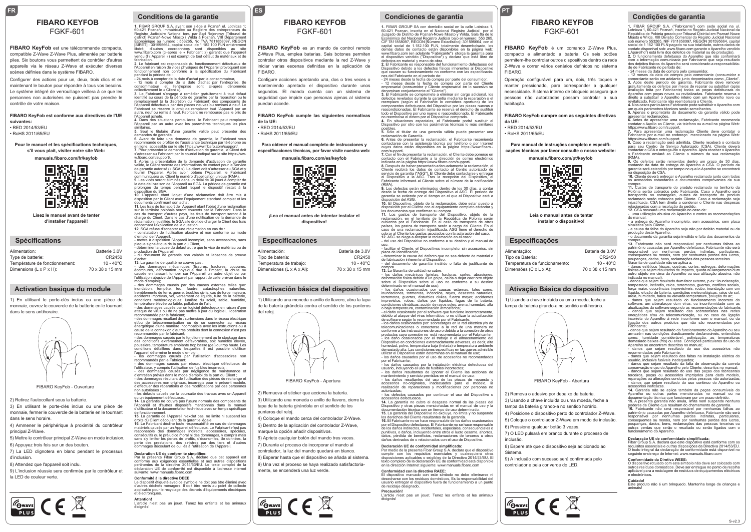# FIBARO KEYFOB

## FGKF-601

**FIBARO KeyFob** est une télécommande compacte, compatible Z-Wave Z-Wave Plus, alimentée par batterie piles. Six boutons vous permettent de contrôler d'autres appareils via le réseau Z-Wave et exécuter diverses scènes définies dans le système FIBARO.

Configurer des actions pour un, deux, trois clics et en maintenant le bouton pour répondre à tous vos besoins. Le système intégré de verrouillage veillera à ce que les personnes non autorisées ne puissent pas prendre le contrôle de votre maison.

**FIBARO KeyFob est conforme aux directives de l'UE suivantes:**

- RED 2014/53/EU
- RoHS 2011/65/EU

**Pour le manuel et les spécifications techniques, s'il vous plaît, visiter notre site Web:**

**manuals.fibaro.com/fr/keyfob**

**Lisez le manuel avant de tenter d'installer l'appareil!**

## Spécifications

| | |
|---|---|
| Alimentation: | Batterie 3.0V |
| Type de batterie: | CR2450 |
| Température de fonctionnement: | 10 - 40°C |
| Dimensions (L x P x H): | 70 x 38 x 15 mm |

## Activation basique du module

1) En utilisant le porte-clés inclus ou une pièce de monnaie, ouvrez le couvercle de la batterie en le tournant dans le sens antihoraire.

FIBARO KeyFob - Ouverture

2) Retirez l'autocollant sous la batterie.

3) En utilisant le porte-clés inclus ou une pièce de monnaie, fermer le couvercle de la batterie en le tournant dans le sens horaire.

4) Ammener le périphérique à proximité du contrôleur principal Z-Wave.

5) Mettre le contrôleur principal Z-Wave en mode inclusion.

6) Appuyez trois fois sur un des bouton.

7) La LED clignotera en blanc pendant le processus d'inclusion.

8) Attendez que l'appareil soit inclu.

9) L'inclusion réussie sera confirmée par le contrôleur et la LED de couleur verte.

## Conditions de la garantie

**1.** FIBAR GROUP S.A. ayant son siège à Poznań ul. Lotnicza 1; 60-421 Poznań, immatriculée au Registre des entrepreneurs du Registre Judiciaire National tenu par Sąd Rejonowy [Tribunal de district] Poznań-Nowe Miasto i Wilda à Poznań, VIII Département Économique au numéro : 553265, No TVA 7811858097, REGON [SIRET] : 301595664, capital social de 1 182 100 PLN entièrement libéré, d'autres coordonnées sont disponibles au site www.fibaro.com (ci-après le « Fabricant ») garantit que l'appareil vendu (l'« Appareil ») est exempt de tout défaut de matériaux et de fabrication.

**2.** Le fabricant est responsable du fonctionnement défectueux de l'Appareil en raison de vices physiques de l'Appareil provoquant son fonctionnement non conforme à la spécification du Fabricant pendant la période de :

- 24 mois à compter de la date d'achat par le consommateur,
- 12 mois à compter de la date d'achat par l'entreprise, (le consommateur et l'entreprise sont ci-après dénommés collectivement le « Client »).

**3.** Le Fabricant s'engage à remédier gratuitement à tout défaut identifié au cours de la période de garantie par la réparation ou le remplacement (à la discrétion du Fabricant) des composants de l'Appareil défectueux par des pièces neuves ou remises à neuf. Le Fabricant se réserve le droit de remplacer tout l'Appareil par un autre, neuf ou remis à neuf. Fabricant ne rembourse pas le prix de l'Appareil acheté.

**4.** Dans des situations particulières, le Fabricant peut remplacer l'Appareil par un autre avec les paramètres techniques les plus similaires.

**5.** Seul le titulaire d'une garantie valide peut présenter des demandes de garantie.

**6.** Avant de faire une demande de garantie, le Fabricant vous recommande de profiter de l'assistance technique par téléphone ou en ligne, accessible sur le site https://www.fibaro.com/support/.

**7.** Pour présenter la demande d'activation de garantie, le Client doit s'adresser au Fabricant par le courriel indiqué sur le site https://www.fibaro.com/support/.

**8.** Après la présentation de la demande d'activation de garantie valide, le Client recevra des informations de contact pour le Service de garantie autorisé (« SGA »). Le client doit s'adresser au SGA et y fournir l'Appareil. Après avoir obtenu l'Appareil, le Fabricant communiquera au Client le numéro d'application unique (RMA).

**9.** Les vices seront éliminés dans un délai de 30 jours à compter de la date de livraison de l'Appareil au SGA. La période de garantie est prolongée du temps pendant lequel le dispositif restait à la disposition du SGA.

**10.** L'appareil étant l'objet d'une réclamation doit être mis à disposition par le Client avec l'équipement standard complet et les documents confirmant son achat.

**11.** Les frais de transport de l'Appareil étant l'objet d'une réclamation sur le territoire polonais seront couverts par le Fabricant. Dans le cas du transport d'autres pays, les frais de transport seront à la charge du Client. Dans le cas d'une notification de la demande de réclamation injustifiée, le SGA a le droit de charger le Client des frais concernant l'explication de la question.

**12.** SGA refuse d'accepter une réclamation en cas de :

- constatation de l'utilisation abusive et non conforme au mode d'emploi de l'Appareil,
- mettre à disposition l'Appareil incomplet, sans accessoires, sans plaque signalétique de la part du Client,
- déterminer la cause du défaut autre que le vice de matériau ou de production de l'Appareil,
- du document de garantie non valable et l'absence de preuve d'achat.

**13.** La garantie de qualité ne couvre pas :

- des dommages mécaniques (fissures, fractures, coupures, écorchures, déformation physique due à l'impact, la chute ou causée en laissant tomber sur l'Appareil un autre objet ou par l'utilisation abusive de l'Appareil par rapport de celle prévue dans le mode d'emploi);
- des dommages causés par des causes externes telles que: inondation, tempête, feu, foudre, catastrophes naturelles, tremblements de terre, guerre, troubles civils, cas de force majeure, accidents imprévus, vol, versement de liquide, fuite de la batterie, conditions météorologiques; lumière du soleil, sable, humidité, température élevée ou faible, pollution de l'air;
- des dommages causés par un logiciel défectueux en raison d'une attaque de virus ou de ne pas mettre à jour du logiciel, l'opération recommandée par le fabricant;
- des dommages résultant de : surtensions dans le réseau électrique et/ou de télécommunication ou de se connecter au réseau énergétique d'une manière incompatible avec les instructions ou à cause de la connexion d'autres produits dont la connexion n'est pas recommandée par le fabricant;
- des dommages causés par le fonctionnement ou le stockage dans des conditions extrêmement défavorables, soit humidité élevée, poussière, température ambiante trop basse (gel) ou trop haute. Les conditions détaillées dans lesquelles il est possible d'utiliser l'appareil détermine le mode d'emploi ;
- les dommages causés par l'utilisation d'accessoires non recommandés par le Fabricant;
- des dommages causés par réseau électrique défectueux de l'utilisateur, y compris l'utilisation de fusibles incorrects ;
- des dommages causés par négligence de maintenance et d'entretien prévus dans le mode d'emploi de la part du Client ;
- des dommages résultant de l'utilisation des pièces de rechange et des accessoires non originaux, incorrects pour le présent modèle, d'effectuer des réparations et des modifications par des personnes non autorisées ;
- les défauts causés par la poursuite des travaux avec un Appareil ou un équipement défectueux.

**14.** La garantie ne couvre pas l'usure normale des composants de l'Appareil et d'autres dispositifs mentionnés dans le manuel d'utilisateur et la documentation technique avec un temps spécifique de fonctionnement.

**15.** La garantie de l'Appareil n'exclut pas, ne limite ni suspend les droits du Client découlant de la garantie légale.

**16.** Le Fabricant décline toute responsabilité en cas de dommages matériels causés par un Appareil défectueux. Le Fabricant n'est pas responsable des dommages indirects, accessoires, spéciaux, consécutifs ou le préjudice moral ni des dommages, y compris mais sans s'y limiter les pertes de profits, d'économies, de données, la perte des prestations, des sinistres par des tiers et d'autres dommages découlant de ou liés à l'utilisation de l'Appareil.

**Declaration UE de conformite simplifiee:**

Par la présente Fibar Group S.A. déclare que cet appareil est conforme aux exigences essentielles et aux autres dispositions pertinentes de la directive 2014/53/EU. Le texte complet de la déclaration UE de conformité est disponible à l'adresse internet suivante: www.manuals.fibaro.com

**Conformité à la directive DEEE:**

Le dispositif étiqueté avec ce symbole ne doit pas être éliminé avec d'autres déchets ménagers. Il doit être remis au point de collecte applicable pour le recyclage des déchets d'équipements électriques et électroniques.

**Attention!**

L'article n'est pas un jouet. Tenez les enfants et les animaux éloignés!

# FIBARO KEYFOB

## FGKF-601

**FIBARO KeyFob** es un mando de control remoto Z-Wave Plus, emplea baterías. Seis botones permiten controlar otros dispositivos mediante la red Z-Wave y iniciar varias escenas definidas en la aplicación de FIBARO.

Configure acciones apretando una, dos o tres veces o manteniendo apretado el dispositivo durante unos segundos. El mando cuenta con un sistema de seguridad que impide que personas ajenas al sistema puedan acceder.

**FIBARO KeyFob cumple las siguientes normativas de la UE:**

- RED 2014/53/EU
- RoHS 2011/65/EU

**Para obtener el manual completo de instrucciones y especificaciones técnicas, por favor visite nuestra web:**

**manuals.fibaro.com/es/keyfob**

**¡Lea el manual antes de intentar instalar el dispositivo!**

## Especificaciones

| | |
|---|---|
| Alimentación: | Batería de 3.0V |
| Tipo de batería: | CR2450 |
| Temperatura de trabajo: | 10 - 40°C |
| Dimensiones (L x A x Al): | 70 x 38 x 15 mm |

## Activación básica del dispositivo

1) Utilizando una moneda o anillo de llavero, abra la tapa de la batería girándola contra el sentido de los punteros del reloj.

FIBARO KeyFob - Apertura

2) Remueva el sticker que acciona la batería.

3) Utilizando una moneda o anillo de llavero, cierre la tapa de la batería girándola en el sentido de los punteros del reloj.

4) Coloque el mando cerca del controlador Z-Wave.

5) Dentro de la aplicación del controlador Z-Wave, marque la opción añadir dispositivos.

6) Apriete cualquier botón del mando tres veces.

7) Durante el proceso de incorporar el mando al controlador, la luz del mando quedará en blanco.

8) Esperar hasta que el dispositivo se añada al sistema.

9) Una vez el proceso se haya realizado satisfactoriamente, se encenderá una luz verde.

## Condiciones de garantía

**1.** FIBAR GROUP SA con domicilio social en la calle Lotnicza 1, 60-421 Poznan, inscrita en el Nacional Registro Judicial por el Juzgado de Distrito de Poznań-Nowe Miasto y Wilda, Sala 8a de lo Económico del Nacional Registro Judicial bajo el número: 553 265, CIF 7811858097, REGON [Número Estadístico]: 301595664, con el capital social de 1.182.100 PLN, totalmente desembolsado, los demás datos de contacto están disponibles en la página web: www.fibaro.com (en adelante "Fabricante") otorga la garantía para el dispositivo vendido ("Dispositivo") y declara que está libre de defectos en material y mano de obra.

**2.** El Fabricante es responsable del funcionamiento defectuoso del Dispositivo debido a los defectos físicos inherentes al Dispositivo que causen su funcionamiento no conforme con las especificaciones del Fabricante en el periodo de:

- 24 meses desde la fecha de compra por parte del consumidor,
- 12 meses desde la fecha de compra por parte del Cliente empresarial (consumidor y Cliente empresarial en lo sucesivo se denominan conjuntamente el "Cliente").

**3.** El Fabricante se compromete a eliminar sin cargo adicional, los defectos revelados durante la garantía mediante la reparación o el reemplazo (según el Fabricante lo considere oportuno) de los componentes defectuosos del Dispositivo por las piezas nuevas o reacondicionadas. El Fabricante se reserva el derecho de sustituir todo el Dispositivo por uno nuevo o reacondicionado. El Fabricante no reembolsa el dinero por el Dispositivo comprado.

**4.** En situaciones especiales, el Fabricante podrá sustituir el Dispositivo por otro con los parámetros técnicos lo más similares posibles.

**5.** Sólo el titular de una garantía válida puede presentar una reclamación de Garantía.

**6.** Antes de presentar la reclamación, el Fabricante recomienda contactarse con la asistencia técnica por teléfono o por Internet cuyos datos están disponibles en la página https://www.fibaro.com/support/.

**7.** Con el fin de presentar la reclamación, el Cliente debe ponerse en contacto con el Fabricante a la dirección de correo electrónico indicada en la página https://www.fibaro.com/support/.

**8.** Después de haber presentado adecuadamente la reclamación, el Cliente recibirá los datos de contacto al Centro autorizado de servicio de garantía ("ASG"). El Cliente debe contactarse y entregar el Dispositivo a la ASG. Tras la recepción del Dispositivo, el Fabricante informará al Cliente sobre el número de la notificación (RMA).

**9.** Los defectos serán eliminados dentro de los 30 días, a contar desde la fecha de entrega del Dispositivo al ASG. El periodo de garantía se extiende por el tiempo en el que el Dispositivo esté a disposición del ASG.

**10.** El Dispositivo, objeto de la reclamación, debe estar puesto a disposición por el Cliente con el equipamiento completo estándar y los documentos que confirman su compra.

**11.** Los gastos de transporte del Dispositivo, objeto de la reclamación, en el territorio de la República de Polonia serán cubiertos por el Fabricante. En el caso de transporte de otros países, los gastos de transporte serán a cargo del Cliente. En el caso de una reclamación injustificada, ASG tiene el derecho de cobrar al Cliente los gastos asociados con la aclaración del caso.

**12.** ASG se niega a aceptar la reclamación en el caso:

- del uso del Dispositivo no conforme a su destino y al manual de uso,
- facilitar el Cliente, el Dispositivos incompleto, sin accesorios, sin placa de identificación,
- determinar la causa del defecto que no sea defecto de material o de fabricación inherente al Dispositivo,
- del documento de garantía inválido o falta de justificante de compra.

**13.** La Garantía de calidad no cubre:

- los daños mecánicos (grietas, fracturas, cortes, abrasiones, deformación física debido a un golpe, caída o dejar caer otro objeto sobre el Dispositivo sobre el uso no conforme a su destino determinado en el manual de uso);
- los daños ocasionados por causas externas, tales como: inundaciones, tormentas, incendios, rayos, desastres naturales, terremotos, guerra, disturbios civiles, fuerza mayor, accidentes imprevistos, robo, daños por líquidos, fugas de la batería, condiciones climáticas; acción de rayos soles, arena, humedad, alta o baja temperatura, contaminación atmosférica;
- el daño ocasionado por el software que funcione incorrectamente, debido al ataque del virus informático, o no utilizar la actualización de software según lo recomendado por el Fabricante;
- los daños ocasionados por: sobrecargas en la red eléctrica y/o de telecomunicaciones o conectarse a la red de una manera no conforme a las instrucciones de uso o debido a la conexión de otros productos cuya conexión no está recomendada por el Fabricante;
- los daño ocasionados por el trabajo o el almacenamiento del Dispositivo en condiciones extremadamente adversas, es decir, alta humedad, polvo, temperatura baja (helada) o temperatura ambiente demasiado alta. Las condiciones específicas en las que es admisible utilizar el Dispositivo están determinas en el manual de uso;
- los daños causados por el uso de accesorios no recomendados por el Fabricante;
- los daños causados por la instalación eléctrica defectuosa del usuario, incluyendo el uso de fusibles incorrectos;
- los daños resultantes de ignorar el Cliente las acciones de mantenimiento y servicio previstos en el manual de uso;
- los daños resultantes del uso de las piezas de repuesto y accesorios no-originales, inadecuados para el modelo, la realización de reparaciones y modificaciones por personas no autorizadas;
- los defectos causados por continuar el uso del Dispositivo o accesorios defectuosos.

**14.** La garantía no cubre el desgaste normal de las piezas del Dispositivo y otras piezas mencionadas en el manual de uso y la documentación técnica con un tiempo de uso determinado.

**15.** La garantía del Dispositivo no excluye, no limita y no suspende los derechos del Cliente resultantes de la garantía.

**16.** El Fabricante no se hace responsable de los daños ocasionados por el Dispositivo defectuoso. El Fabricante no se hace responsable de los daños indirectos, incidentales, especiales, consecuenciales o punitivos, o daños, incluyendo entre otros el lucro cesante, ahorros, datos, pérdida de beneficios, reclamaciones de terceros u otros daños derivados de o relacionados con el uso de Dispositivo.

**Declaración UE de conformidad simplificada:**

Por medio de la presente Fibar Group S.A. declara que el dispositivo cumple con los requisitos esenciales y cualesquiera otras disposiciones aplicables o exigibles de la Directiva 2014/53/EU. El texto completo de la declaración UE de conformidad está disponible en la dirección Internet siguiente: www.manuals.fibaro.com

**Conformidad con la directiva RAEE:**

El dispositivo marcado con este símbolo no debe eliminarse ni desecharse con los residuos domésticos. Es la responsabilidad del usuario entregar el dispositivo fuera de funcionamiento a un punto de reciclaje designado.

**Precaución!**

L'article n'est pas un jouet. Tenez les enfants et les animaux éloignés!

# FIBARO KEYFOB

## FGKF-601

**FIBARO KeyFob** é um comando Z-Wave Plus, compacto e alimentado a bateria. Os seis botões permitem-lhe controlar outros dispositivos dentro da rede Z-Wave e correr vários cenários definidos no sistema FIBARO.

Operação configurável para um, dois, três toques e manter pressionado, para corresponder a qualquer necessidade. Sistema interno de bloqueio assegura que pessoas não autorizadas possam controlar a sua habitação.

**FIBARO KeyFob cumpre com as seguintes diretivas da UE:**

- RED 2014/53/EU
- RoHS 2011/65/EU

**Para manual de instruções completo e especificações técnicas por favor consulte o nosso website:**

**manuals.fibaro.com/pt/keyfob**

**Leia o manual antes de tentar instalar o dispositivo!**

## Especificações

| | |
|---|---|
| Alimentação: | Bateria de 3.0V |
| Tipo de Bateria: | CR2450 |
| Temperatura de funcionamento: | 10 - 40°C |
| Dimensões (C x L x A): | 70 x 38 x 15 mm |

## Ativação Básica do dispositivo

1) Usando a chave incluída ou uma moeda, feche a tampa da bateria girando-a no sentido anti-horário.

FIBARO KeyFob - Abertura

2) Remova o adesivo por debaixo da bateria.

3) Usando a chave incluída ou uma moeda, feche a tampa da bateria girando-a no sentido horário.

4) Posicione o dispositivo perto do controlador Z-Wave.

5) Coloque o controlador Z-Wave em modo de inclusão.

6) Pressione qualquer botão 3 vezes.

7) O LED pulsará em branco durante o processo de inclusão.

8) Espere até que o dispositivo seja adicionado ao Sistema.

9) A inclusão com sucesso será confirmada pelo controlador e pela cor verde do LED.

## Condições de garantia

**1.** FIBAR GROUP S.A. ("Fabricante") com sede social na ul. Lotnicza 1, 60-421 Poznań, inscrita no Registo Judicial Nacional da República de Polónia gerido por Tribunal Distrital em Poznań Nowe Miasto e Wilda, XIII Divisão Comercial do Registo Judicial Nacional sob número 553265, NIF 7811858097, REGON 301595664, capital social de 1 182 100 PLN pagado na sua totalidade, outros dados de contato disponível sob: www.fibaro.com garante o Aparelho vendido („Aparelho") está livre dos defeitos de material ou de produção.

**2.** O funcionamento defeituoso do Aparelho que não conformará com a informação comunicada por Fabricante que seja resultado dos defeitos físicos do Aparelho será considerado a responsabilidade de Fabricante no período de:

- 24 meses da data de compra pelo consumidor,
- 12 meses da data de compra pelo comerciante (consumidor e comerciante serão em adelante junto denominados como „Cliente".

**3.** Após desde período de garantia, Fabricante deve remover gratuitamente os defeitos por meios de reparar ou substituir (após avaliação feita por Fabricante) todas as peças defeituosas do Aparelho com peças novas ou revitalizadas. Fabricante reserva o direito a substituir o Aparelho inteiro com um Aparelho novo ou revitalizado. Fabricante não reembolsará o Cliente.

**4.** Nos casos particulares Fabricante pode substituir o Aparelho com um quais parâmetros técnicos serão semelhantes.

**5.** Apenas o proprietário do documento da garantia válido pode apresentar reclamações.

**6.** Antes de apresentar uma reclamação, Fabricante recomenda contatar o Auxílio ao Cliente, via telefone ou e-mail na página Web: https://www.fibaro.com/support.

**7.** Para apresentar uma reclamação Cliente deve contatar o Fabricante por e-mail no endereço mencionado na página Web: https://www.fibaro.com/support.

**8.** Caso a reclamação será admitida, Cliente receberá o contacto para seu Centro de Serviço Autorizado (CSA). Cliente deverá contactar o CSA e entrega-lhe o Aparelho. Após receber o Aparelho o Fabricante enviará ao Cliente o número da sua reclamação (RMA).

**9.** Os defeitos serão removidos dentro um prazo de 30 dias, contando da data de entrega do Aparelho a CSA. O período da garantia será estendido por tempo no qual o Aparelho se encontrará na disposição de CSA.

**10.** Cliente deverá entregar o Aparelho reclamado junto com todos os acessórios estandartes e documentos comprovantes da sua compra.

**11.** Custes de transporte do produto reclamado no território da Polónia serão cobrados pelo Fabricante. Caso o Aparelho será transportado no estrangeiro, custes de transporte do produto reclamado serão cobrados pelo Cliente. Caso a reclamação seja injustificada, CSA tem direito a condenar o Cliente nas despesas relacionadas com a resolução do pedido.

**12.** CSA recusará uma reclamação no caso de:

- uma utilização abusiva do Aparelho e contra as recomendações do manual,
- a entrega do Aparelho incompleto, sem acessórios, sem placa sinalética pelo Cliente,
- a causa da falha do Aparelho seja não por defeito material ou da produção deste Aparelho,
- o documento da garantia seja inválido e falta dos documentos da compra.

**13.** Fabricante não será responsável por nenhumas falhas ao património causadas por Aparelho defeituoso. Fabricante não será responsável por nenhumas perdas indiretas, particulares, consequentes ou morais, nem por nenhumas perdas dos lucros, poupanças, dados, bens, reclamações das pessoas terceiras.

Garantia de qualidade não se aplica a:

- danos estéticos (riscos, quebras, cortes, esfregos, deformações físicas que sejam resultados de impacto, queda ou lançamento dum outro objeto em cima do Aparelho ou sua utilização abusiva, não indicada no manual);
- danos que sejam resultado dum fator externo, p.ex.: inundação, tempestade, incêndio, raios, terremotos, guerra, conflitos sociais, força maior, ocorrências imprevisíveis, roubo, inundação com um líquido, efusão da bateria, condições meteorológicas; raios de sol, areia, humidade, baixa ou elevada temperatura, poluição de ar;
- danos que sejam resultado do funcionamento incorreto do software, um ciberataque dum vírus, ou incomformidade com as atualizações de software segundo as recomendações do fabricante;
- danos que sejam resultado das sobretensões nas redes energéticas e/ou de telecomunicação, ou no caso da ligação incorreta do Aparelho à rede incomforme com o manual, ou da ligação dos outros produtos que não são recomendados por Fabricante;
- danos que sejam resultado do funcionamento do Aparelho ou seu armazém nas condições drasticamente desfavoráveis, entendidos como: humidade considerável, polinização, as temperaturas demasiado baixas (frio) ou altas. Condições particulares do uso do Aparelho se encontram descritos no manual;
- danos que sejam resultado do uso dos acessórios não recomendados pelo Fabricante;
- danos que sejam resultado das faltas na instalação elétrica do usuário, inclusive fusíveis inadequados;
- danos que sejam resultado da falta de observação da correta conservação e uso do Aparelho pelo Cliente, descritos no manual;
- danos que sejam resultado do uso das peças dos fabricantes terceiros, peças ou acessórios impróprios para dado modelo, reparações ou alterações conduzidas pelas pessoas não autorizadas;
- danos que sejam resultado do uso contínuo do Aparelho ou acessórios ineficazes.

**14.** Garantia não se aplica também às peças consumíveis do Aparelho ou outras partes mencionadas no manual ou na documentação técnica que funcionam por um prazo definido.

**15.** A presente garantia não anula, limita nem suspende nenhuns poderes de Cliente que resultam do chamamento de garantia.

**16.** Fabricante não será responsável por nenhumas falhas ao património causadas por Aparelho defeituoso. Fabricante não será responsável por nenhumas perdas indiretas, particulares, consequentes ou morais, nem por nenhumas perdas dos lucros, poupanças, dados, bens, reclamações das pessoas terceiras ou outras perdas que sejam o resultado ou sejam ligados com o funcionamento do Aparelho.

**Declaração UE de conformidade simplificada:**

Fibar Group S.A. declara que este dispositivo está conforme com os requisitos essenciais e outras disposições da Diretiva 2014/53/EU. O texto integral da declaração de conformidade está disponível no seguinte endereço de Internet: www.manuals.fibaro.com

**Conformidade da Diretiva WEEE:**

O dispositivo rotulado com este símbolo não deve ser colocado com outros resíduos domésticos. Deve ser entregue no ponto de recolha aplicável para a reciclagem de resíduos de equipamentos eléctricos e electrónicos.

**Cuidado!**

Este produto não é um brinquedo. Mantenha longe de crianças e animais!

S-v2.3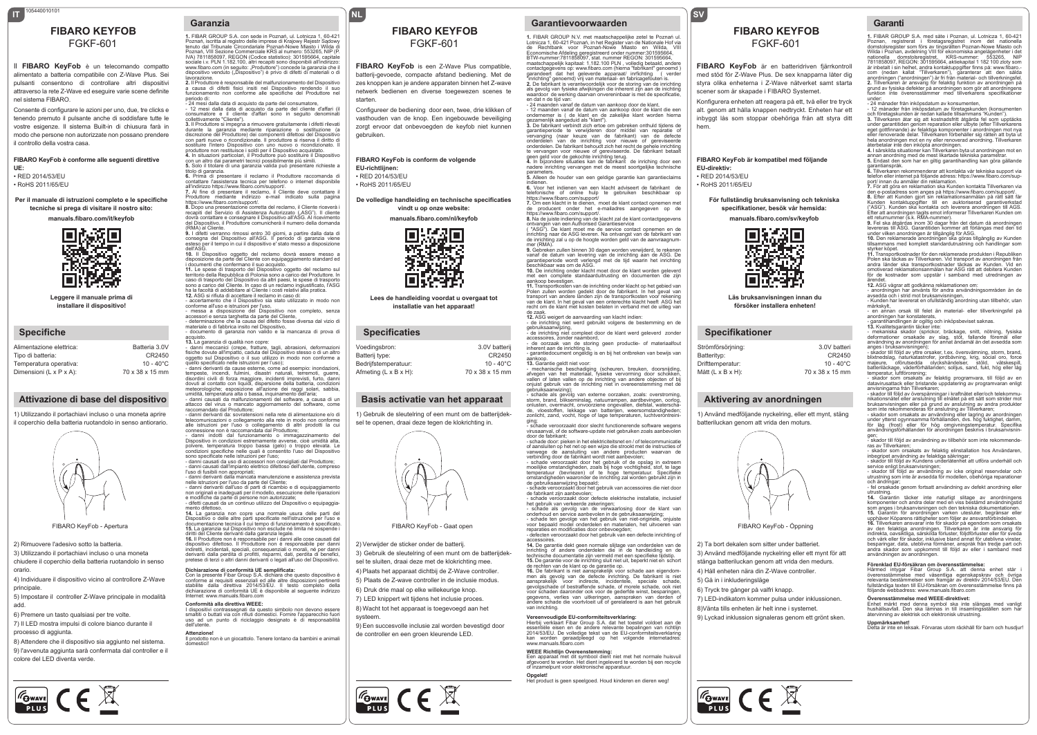105440010101

IT

# FIBARO KEYFOB

FGKF-601

Il **FIBARO KeyFob** è un telecomando compatto alimentato a batteria compatibile con Z-Wave Plus. Sei pulsanti consentono di controllare altri dispositivi attraverso la rete Z-Wave ed eseguire varie scene definite nel sistema FIBARO.

Consente di configurare le azioni per uno, due, tre clicks e tenendo premuto il pulsante anche di soddisfare tutte le vostre esigenze. Il sistema Built-in di chiusura farà in modo che persone non autorizzate non possano prendere il controllo della vostra casa.

**FIBARO KeyFob è conforme alle seguenti direttive UE:**
- RED 2014/53/EU
- RoHS 2011/65/EU

**Per il manuale di istruzioni completo e le specifiche tecniche si prega di visitare il nostro sito:**

**manuals.fibaro.com/it/keyfob**

**Leggere il manuale prima di installare il dispositivo!**

## Specifiche

| | |
|---|---|
| Alimentazione elettrica: | Batteria 3.0V |
| Tipo di batteria: | CR2450 |
| Temperatura operativa: | 10 - 40°C |
| Dimensioni (L x P x A): | 70 x 38 x 15 mm |

## Attivazione di base del dispositivo

1) Utilizzando il portachiavi incluso o una moneta aprire il coperchio della batteria ruotandolo in senso antiorario.

FIBARO KeyFob - Apertura

2) Rimuovere l'adesivo sotto la batteria.

3) Utilizzando il portachiavi incluso o una moneta chiudere il coperchio della batteria ruotandolo in senso orario.

4) Individuare il dispositivo vicino al controllore Z-Wave principale.

5) Impostare il controller Z-Wave principale in modalità add.

6) Premere un tasto qualsiasi per tre volte.

7) Il LED mostra impulsi di colore bianco durante il processo di aggiunta.

8) Attendere che il dispositivo sia aggiunto nel sistema.

9) l'avvenuta aggiunta sarà confermata dal controller e il colore del LED diventa verde.

## Garanzia

**1.** FIBAR GROUP S.A. con sede in Poznań, ul. Lotnicza 1, 60-421 Poznań, iscritta al registro delle imprese di Krajowy Rejestr Sądowy tenuto dal Tribunale Circondariale Poznań-Nowe Miasto i Wilda di Poznań, VIII Sezione Commerciale KRS al numero: 553265, NIP (P. IVA) 7811858097, REGON (Codice statistico): 301595664, capitale sociale i.v. PLN 1.182.100, altri recapiti sono disponibili all'indirizzo: www.fibaro.com (in seguito: „Produttore") concede la garanzia che il dispositivo venduto („Dispositivo") è privo di difetti di materiali o di lavorazione.
**2.** Il Produttore è responsabile del malfunzionamento del Dispositivo a causa di difetti fisici insiti nel Dispositivo rendendo il suo funzionamento non conforme alle specifiche del Produttore nel periodo di:
- 24 mesi dalla data di acquisto da parte del consumatore,
- 12 mesi dalla data di acquisto da parte del cliente d'affari (il consumatore e il cliente d'affari sono in seguito denominati collettivamente "Cliente").
**3.** Il Produttore si impegna a rimuovere gratuitamente i difetti rilevati durante la garanzia mediante riparazione o sostituzione (a discrezione del Produttore) dei componenti difettosi del Dispositivo con parti nuove o ricondizionate. Il produttore si riserva il diritto di sostituire l'intero Dispositivo con uno nuovo o ricondizionato. Il produttore non restituisce i soldi per il Dispositivo acquistato.
**4.** In situazioni particolari, il Produttore può sostituire il Dispositivo con un altro dai parametri tecnici possibilmente più simili.
**5.** Solo il titolare di una garanzia valida può presentare richieste a titolo di garanzia.
**6.** Prima di presentare il reclamo il Produttore raccomanda di contattare l'assistenza tecnica per telefono o internet disponibile all'indirizzo https://www.fibaro.com/support/.
**7.** Al fine di presentare il reclamo, il Cliente deve contattare il Produttore mediante indirizzo e-mail indicato sulla pagina https://www.fibaro.com/support/.
**8.** Dopo una presentazione corretta del reclamo, il Cliente riceverà i recapiti del Servizio di Assistenza Autorizzato („ASG"). Il cliente dovrà contattare e consegnare il Dispositivo all'ASG. Al ricevimento del Dispositivo, il Produttore comunicherà il numero della domanda (RMA) al Cliente.
**9.** I difetti verranno rimossi entro 30 giorni, a partire dalla data di consegna del Dispositivo all'ASG. Il periodo di garanzia viene esteso per il tempo in cui il dispositivo e' stato messo a disposizione dell'ASG.
**10.** Il Dispositivo oggetto del reclamo dovrà essere messo a disposizione da parte del Cliente con equipaggiamento standard ed i documenti che confermano il suo acquisto.
**11.** Le spese di trasporto del Dispositivo oggetto del reclamo sul territorio della Repubblica di Polonia sono a carico del Produttore. In caso di trasporto del Dispositivo da altri paesi, le spese di trasporto sono a carico del Cliente. In caso di un reclamo ingiustificato, l'ASG ha la facoltà di addebitare al Cliente i costi relativi alla pratica.
**12.** ASG si rifiuta di accettare il reclamo in caso di:
- accertamento che il Dispositivo sia stato utilizzato in modo non conforme all'uso e istruzioni per l'uso,
- messa a disposizione del Dispositivo non completo, senza accessori e senza targhetta da parte del Cliente,
- determinazione che la causa del difetto fosse diversa dal vizio di materiale o di fabbrica insito nel Dispositivo,
- documento di garanzia non valido e la mancanza di prova di acquisto.
**13.** La garanzia di qualità non copre:
- danni meccanici (crepe, fratture, tagli, abrasioni, deformazioni fisiche dovute all'impatto, caduta del Dispositivo stesso o di un altro oggetto sul Dispositivo o il suo utilizzo in modo non conforme a quello specificato nelle istruzioni per l'uso);
- danni derivanti da cause esterne, come ad esempio: inondazioni, tempeste, incendi, fulmini, disastri naturali, terremoti, guerre, disordini civili di forza maggiore, incidenti imprevisti, furto, danni dovuti al contatto con liquidi, dispersione della batteria, condizioni meteorologiche; esposizione all'azione dei raggi solari, sabbia, umidità, temperatura alta o bassa, inquinamento dell'aria;
- danni causati da malfunzionamenti del software, a causa di un attacco del virus o mancato aggiornamento del software, come raccomandato dal Produttore;
- danni derivanti da: sovratensioni nella rete di alimentazione e/o di telecomunicazioni o collegamento alla rete in modo non conforme alle istruzioni per l'uso o collegamento di altri prodotti la cui connessione non è raccomandata dal Produttore;
- danni indotti dal funzionamento o immagazzinamento del Dispositivo in condizioni estremamente avverse, cioè umidità alta, polvere, temperatura troppo bassa (gelo) o troppo elevata. Le condizioni specifiche nelle quali è consentito l'uso del Dispositivo sono specificate nelle istruzioni per l'uso;
- danni causati da uso di accessori non consigliati dal Produttore;
- danni causati dall'impianto elettrico difettoso dell'utente, compreso l'uso di fusibili non appropriati;
- danni derivanti dalla mancata manutenzione e assistenza prevista nelle istruzioni per l'uso da parte del Cliente;
- danni derivanti dall'uso di parti di ricambio e di equipaggiamento non originali o inadeguati per il modello, esecuzione delle riparazioni e modifiche da parte di persone non autorizzate;
- difetti causati da un continuo utilizzo del Dispositivo o equipaggiamento difettoso.
**14.** La garanzia non copre una normale usura delle parti del Dispositivo o delle altre parti specificate nell'istruzione per l'uso e documentazione tecnica il cui tempo di funzionamento è specificato.
**15.** La garanzia sul Dispositivo non esclude né limita né sospende i diritti del Cliente derivanti dalla garanzia legale.
**16.** Il Produttore non è responsabile per i danni alle cose causati dal dispositivo difettoso. Il Produttore non è responsabile per danni indiretti, incidentali, speciali, conseguenziali o morali, né per danni derivanti dalla perdita di profitti, risparmi, dati, perdita di benefici, pretese di terzi o altri danni derivanti o legati all'uso del Dispositivo.

**Dichiarazione di conformità UE semplificata:**
Con la presente Fibar Group S.A. dichiara che questo dispositivo è conforme ai requisiti essenziali ed alle altre disposizioni pertinenti stabilite dalla direttiva 2014/53/EU. Il testo completo della dichiarazione di conformità UE è disponibile al seguente indirizzo Internet: www.manuals.fibaro.com

**Conformità alla direttiva WEEE:**
I dispositivi contrassegnati da questo simbolo non devono essere smaltiti o buttati via con rifiuti domestici. Fornire l'apparecchio fuori uso ad un punto di riciclaggio designato è di responsabilità dell'utente.

**Attenzione!**
Il prodotto non è un giocattolo. Tenere lontano da bambini e animali domestici!

NL

# FIBARO KEYFOB

FGKF-601

**FIBARO KeyFob** is een Z-Wave Plus compatible, batterij-gevoede, compacte afstand bediening. Met de zes knoppen kan je andere apparaten binnen het Z-Wave netwerk bedienen en diverse toegewezen scenes te starten.

Configureer de bediening door een, twee, drie klikken of vasthouden van de knop. Een ingebouwde beveiliging zorgt ervoor dat onbevoegden de keyfob niet kunnen gebruiken.

**FIBARO KeyFob is conform de volgende EU-richtlijnen:**
- RED 2014/53/EU
- RoHS 2011/65/EU

**De volledige handleiding en technische specificaties vindt u op onze website:**

**manuals.fibaro.com/nl/keyfob**

**Lees de handleiding voordat u overgaat tot installatie van het apparaat!**

## Specificaties

| | |
|---|---|
| Voedingsbron: | 3.0V batterij |
| Batterij type: | CR2450 |
| Bedrijfstemperatuur: | 10 - 40°C |
| Afmeting (L x B x H): | 70 x 38 x 15 mm |

## Basis activatie van het apparaat

1) Gebruik de sleutelring of een munt om de batterijdeksel te openen, draai deze tegen de klokrichting in.

FIBARO KeyFob - Gaat open

2) Verwijder de sticker onder de batterij.

3) Gebruik de sleutelring of een munt om de batterijdeksel te sluiten, draai deze met de klokrichting mee.

4) Plaats het apparaat dichtbij de Z-Wave controller.

5) Plaats de Z-wave controller in de inclusie modus.

6) Druk drie maal op elke willekeurige knop.

7) LED knippert wit tijdens het inclusie proces.

8) Wacht tot het apparaat is toegevoegd aan het systeem.

9) Een succesvolle inclusie zal worden bevestigd door de controller en een groen kleurende LED.

## Garantievoorwaarden

**1.** FIBAR GROUP N.V. met maatschappelijke zetel te Poznań ul. Lotnicza 1, 60-421 Poznań, in het Register van de Nationale Hof via de Rechtbank voor Poznań-Nowe Miasto en Wilda, VIII Economische Afdeling geregistreerd onder nummer:301595664, BTW-nummer:7811858097, stat. nummer REGON: 301595664, maatschappelijk kapitaal: 1.182.100 PLN , volledig betaald, andere contactgegevens op: www.fibaro.com (hierna "fabrikant" genoemd ) garandeert dat het geleverde apparaat/ inrichting ( verder "inrichting" genoemd) vrij van materiaal- en fabricagefouten is.
**2.** De fabrikant is verantwoordelijk voor de storing van de inrichting als gevolg van fysieke afwijkingen die inherent zijn aan de inrichting waardoor de werking daarvan onverenigbaar is met de specificatie, en dat in de tijd van:
- 24 maanden vanaf de datum van aankoop door de klant,
- 12 maanden vanaf de datum van aankoop door de klant die een ondernemer is ( de klant en de zakelijke klant worden hierna gezamenlijk aangeduid als "klant").
**3.** De fabrikant verbindt zich ertoe om gebreken onthuld tijdens de garantieperiode te verwijderen door middel van reparatie of vervanging (naar keuze van de fabrikant) van de defecte onderdelen van de inrichting voor nieuwe of gereviseerde onderdelen. De fabrikant behoudt zich het recht de gehele inrichting te vervangen voor nieuwe of gereviseerde. De fabrikant betaalt geen geld voor de gekochte inrichting terug.
**4.** In bijzondere situaties kan de fabrikant de inrichting door een nadere inrichting vervangen met de meest soortgelijke technische parameters.
**5.** Alleen de houder van een geldige garantie kan garantieclaims indienen.
**6.** Voor het indienen van een klacht adviseert de fabrikant de telefonische of online hulp te gebruiken beschikbaar op https://www.fibaro.com/support/
**7.** Om een klacht in te dienen, moet de klant contact opnemen met de producent onder het e-mailadres aangegeven op de https://www.fibaro.com/support/.
**8.** Na de juiste indiening van de klacht zal de klant contactgegevens ontvangen van een Authorised Garantieservice ( "ASG"). De klant moet me de service contact opnemen en de inrichting naar de ASG leveren. Na ontvangst van de fabrikant van de inrichting zal u op de hoogte worden gebracht van de aanvraagnummer (RMA).
**9.** Gebreken zullen binnen 30 dagen worden verwijderd, te rekenen vanaf de datum van levering van de inrichting aan de ASG. De garantieperiode wordt verlengd met de tijd waarin het inrichting beschikbaar was om de ASG.
**10.** De inrichting onder klacht moet door de klant worden geleverd met een complete standaarduitrusting en documenten die zijn aankoop bevestigen.
**11.** Transportkosten van de inrichting onder klacht op het gebied van Polen zullen worden gedekt door de fabrikant. In het geval van transport van andere landen zijn de transportkosten voor rekening van de klant. In het geval van een onterechte klacht heeft ASG het recht om de klant met kosten belasten in verband met de uitleg van de zaak.
**12.** ASG weigert de aanvaarding van klacht indien:
- de inrichting niet werd gebruikt volgens de bestemming en de gebruiksaanwijzing,
- de inrichting niet compleet door de klant werd geleverd zonder accessoires, zonder naambord,
- de oorzaak van de storing geen productie- of materiaalfout inherent aan de inrichting is,
- garantiedocument ongeldig is en bij het ontbreken van bewijs van aankoop.
**13.** Garantie geldt niet voor:
- mechanische beschadiging (scheuren, breuken, doorsnijding, afvegen van het materiaal, fysieke vervorming door schokken, vallen of laten vallen op de inrichting van andere objecten of bij onjuist gebruik van de inrichting niet in overeenstemming met de gebruiksaanwijzing);
- schade als gevolg van externe oorzaken, zoals: overstroming, storm, brand, blikseminslag, natuurrampen, aardbevingen, oorlog, onlusten, overmacht, onvoorziene ongevallen, diefstal, waterschade, vloeistoffen, lekkage van batterijen, weersomstandigheden; zonlicht, zand, vocht, hoge of lage temperaturen, luchtverontreiniging;
- schade veroorzaakt door slecht functionerende software wegens virusaanval, of de software-update niet gebruiken zoals aanbevolen door de fabrikant;
- schade door: pieken in het elektriciteitsnet en / of telecommunicatie of aansluiten op het net op een wijze die strookt met de instructies of vanwege de aansluiting van andere producten waarvan de verbinding door de fabrikant wordt niet aanbevolen;
- schade veroorzaakt door het gebruik of de opslag in extreem moeilijke omstandigheden, zoals bij hoge vochtigheid, stof, te lage temperatuur (bevriezen) of te hoge temperatuur. Specifieke omstandigheden waaronder de inrichting zal worden gebruikt zijn in de gebruiksaanwijzing bepaald;
- schade veroorzaakt door het gebruik van accessoires die niet door de fabrikant zijn aanbevolen;
- schade veroorzaakt door defecte elektrische installatie, inclusief het gebruik van verkeerde zekeringen;
- schade als gevolg van de verwaarlozing door de klant van onderhoud en service aanbevolen in de gebruiksaanwijzing;
- schade ten gevolge van het gebruik van niet-originele, onjuiste voor bepaald model onderdelen en materialen, het uitvoeren van reparaties en modificaties door onbevoegden;
- defecten veroorzaakt door het gebruik van een defecte inrichting of accessoires.
**14.** De garantie dekt geen normale slijtage van onderdelen van de inrichting of andere onderdelen die in de handleiding en de technische documentatie zijn vermeld met een specifieke tijdstip.
**15.** De garantie voor de inrichting sluit niet uit, beperkt niet en schort de rechten van de klant op de garantie op.
**16.** De fabrikant is niet aansprakelijk voor schade aan eigendommen als gevolg van de defecte inrichting. De fabrikant is niet aansprakelijk voor indirecte, incidentele, speciale schade, gevolgschade of bestraffende schade, of morele schade, ook niet voor schade daaronder ook voor de gederfde winst, besparingen, gegevens, verlies van uitkeringen, aanspraken van derden of andere schade die voortvloeit uit of gerelateerd is aan het gebruik van inrichting.

**Vereenvoudigde EU-conformiteitsverklaring:**
Hierbij verklaart Fibar Group S.A. dat het toestel voldoet aan de essentiële eisen en de andere relevante bepalingen van richtlijn 2014/53/EU. De volledige tekst van de EU-conformiteitsverklaring kan worden geraadpleegd op het volgende internetadres: www.manuals.fibaro.com

**WEEE Richtlijn Overeenstemming:**
Een apparaat met dit symbool dient niet met het normale huisvuil afgevoerd te worden. Het dient ingeleverd te worden bij een recycle of inzamelpunt voor elektronische apparatuur.

**Opgelet!**
Het product is geen speelgoed. Houd kinderen en dieren weg!

SV

# FIBARO KEYFOB

FGKF-601

**FIBARO KeyFob** är en batteridriven fjärrkontroll med stöd för Z-Wave Plus. De sex knapparna låter dig styra olika enheterna i Z-Wave nätverket samt starta scener som är skapade i FIBARO Systemet.

Konfigurera enheten att reagera på ett, två eller tre tryck alt. genom att hålla knappen nedtryckt. Enheten har ett inbyggt lås som stoppar obehöriga från att styra ditt hem.

**FIBARO KeyFob är kompatibel med följande EU-direktiv:**
- RED 2014/53/EU
- RoHS 2011/65/EU

**För fullständig bruksanvisning och tekniska specifikationer, besök vår hemsida:**

**manuals.fibaro.com/sv/keyfob**

**Läs bruksanvisningen innan du försöker installera enheten!**

## Specifikationer

| | |
|---|---|
| Strömförsörjning: | 3.0V batteri |
| Batterityp: | CR2450 |
| Drifttemperatur: | 10 - 40°C |
| Mått (L x B x H): | 70 x 38 x 15 mm |

## Aktivering av anordningen

1) Använd medföljande nyckelring, eller ett mynt, stäng batteriluckan genom att vrida den moturs.

FIBARO KeyFob - Öppning

2) Ta bort dekalen som sitter under batteriet.

3) Använd medföljande nyckelring eller ett mynt för att stänga batteriluckan genom att vrida den medurs.

4) Håll enheten nära din Z-Wave controller.

5) Gå in i inkluderingsläge

6) Tryck tre gånger på valfri knapp.

7) LED-indikatorn kommer pulsa under inklusionen.

8)Vänta tills enheten är helt inne i systemet.

9) Lyckad inklusion signaleras genom ett grönt sken.

## Garanti

**1.** FIBAR GROUP S.A. med säte i Poznan, ul. Lotnicza 1, 60-421 Poznan, registrerat i företagsregistret inom det nationella domstolsregister som förs av tingsrätten Poznan-Nowe Miasto och Wilda i Poznan, avdelning VIII för ekonomiska angelägenheter i det nationella domstolsregistret, KRS-nummer: 553265, NIP: 7811858097, REGON: 301595664, aktiekapital 1 182 100 zloty som är inbetalt i sin helhet, andra kontaktuppgifter finns på: www.fibaro.com (nedan kallat "Tillverkaren"), garanterar att den sålda anordningen ("anordningen") är fri från material- och tillverkningsfel.
**2.** Tillverkaren är ansvarig för felaktig funktion av anordningen på grund av fysiska defekter på anordningen som gör att anordningens funktion inte överensstämmer med tillverkarens specifikationer under:
- 24 månader från inköpsdatum av konsumenten,
- 12 månader från inköpsdatum av företagskunden (konsumenten och företagskunden är nedan kallade tillsammans "Kunden").
**3.** Tillverkaren åtar sig att kostnadsfritt åtgärda fel som upptäcks under garantitiden genom reparation eller utbyte (efter Tillverkarens eget gottfinnande) av felaktiga komponenter i anordningen mot nya eller renoverade delar. Tillverkaren förbehåller sig rätten att byta ut hela anordningen mot en ny eller renoverad anordning. Tillverkaren återbetalar inte den inköpta anordningen.
**4.** I särskilda situationer kan Tillverkaren byta ut anordningen mot en annan anordning med de mest likartade tekniska parametrar.
**5.** Endast den som har en giltig garantihandling kan göra gällande garantianspråk.
**6.** Tillverkaren rekommenderar att kontakta vår tekniska support via telefon eller internet på följande adress: https://www.fibaro.com/support/ innan du anmäler din reklamation.
**7.** För att göra en reklamation ska Kunden kontakta Tillverkaren via den e-postadress som anges på https://www.fibaro.com/support/.
**8.** Efter att Kunden gjort sin reklamationsanmälan på rätt sätt får Kunden kontaktuppgifter till en auktoriserad garantiverkstad ("ASG"). Kunden ska kontakta och leverera anordningen till ASG. Efter att anordningen tagits emot informerar Tillverkaren Kunden om ett returnummer (s.k. RMA-nummer).
**9.** Fel ska åtgärdas inom 30 dagar från det datum då anordningen levereras till ASG. Garantitiden kommer att förlängas med den tid under vilken anordningen är tillgänglig för ASG.
**10.** Den reklamerade anordningen ska göras tillgänglig av Kunden tillsammans med komplett standardutrustning och handlingar som styrker köpet.
**11.** Transportkostnader för den reklamerade produkten i Republiken Polen ska täckas av Tillverkaren. Vid transport av anordningen från andra länder ska transportkostnader täckas av Kunden. Vid en omotiverad reklamationsanmälan har ASG rätt att debitera Kunden för de kostnader som uppstår i samband med utredningen av ärendet.
**12.** ASG vägrar att godkänna reklamationen om:
- anordningen har använts för andra användningsområden än de avsedda och i strid mot bruksanvisningen,
- Kunden har levererat en ofullständig anordning utan tillbehör, utan märkskylt,
- en annan orsak till felet än material- eller tillverkningsfel på anordningen har konstaterats,
- garantihandlingen är ogiltig och inköpsbeviset saknas.
**13.** Kvalitetsgarantin täcker inte:
- mekaniska skador (sprickor, bräckage, snitt, nötning, fysiska deformationer orsakade av slag, stöt, fallande föremål eller användning av anordningen för annat ändamål än det avsedda som anges i bruksanvisningen);
- skador till följd av yttre orsaker, t.ex. översvämning, storm, brand, blixtnedslag, naturkatastrofer, jordbävning, krig, social oro, force majeure, oförutsedda olyckshändelser, stöld, vätskespill, batteriläckage, väderförhållanden; solljus, sand, fukt, hög eller låg temperatur, luftförorening;
- skador som orsakats av felaktig programvara, till följd av en datavirusattack eller bristande uppdatering av programvaran enligt anvisningarna från Tillverkaren;
- skador till följd av överspänningar i kraftnätet eller/och telekommunikationsnätet eller anslutning till elnätet på ett sätt som strider mot bruksanvisningen eller på grund av anslutning av andra produkter som inte rekommenderas för anslutning av Tillverkaren;
- skador som orsakats av användning eller lagring av anordningen under ytterst ogynnsamma förhållanden, dvs. hög fuktighet, damm, för låg (frost) eller för hög omgivningstemperatur. Specifika användningsförhållanden för anordningen beskrivs i bruksanvisningen;
- skador till följd av användning av tillbehör som inte rekommenderas av Tillverkaren;
- skador som orsakats av felaktig elinstallation hos Användaren, inbegripet användning av felaktiga säkringar;
- skador till följd av Kundens underlåtenhet att utföra underhåll och service enligt bruksanvisningen;
- skador till följd av användning av icke original reservdelar och utrustning som inte är avsedda för modellen, obehöriga reparationer och ändringar;
- fel orsakade genom fortsatt användning av defekt anordning eller utrustning.
**14.** Garantin täcker inte naturligt slitage av anordningens komponenter och andra delar med en viss bestämd användningstid som anges i bruksanvisningen och den tekniska dokumentationen.
**15.** Garantin för anordningen varken utesluter, begränsar eller upphäver Köparens rättigheter som följer av ansvarsförbindelsen.
**16.** Tillverkaren ansvarar inte för skador på egendom som orsakats av den felaktiga anordningen. Tillverkaren är inte ansvarig för indirekta, oavsiktliga, särskilda förluster, följdförluster eller för sveda och värk eller för skador, inklusive bland annat för utebliven vinster, besparingar, data, utebliivna förmåner, anspråk från tredje part och andra skador som uppkommit till följd av eller i samband med användningen av anordningen.

**Förenklad EU-försäkran om överensstämmelse:**
Härmed intygar Fibar Group S.A. att denna enhet står i överensstämmelse med väsentliga egenskapskrav och övriga relevanta bestämmelser som framgår av direktiv 2014/53/EU. Den fullständiga texten till EU-försäkran om överensstämmelse finns på följande webbadress: www.manuals.fibaro.com

**Överensstämmelse med WEEE-direktivet:**
Enhet märkt med denna symbol ska inte slängas med vanligt hushållsavfall. Den ska lämnas in till insamlingsställen som har återvinning av elektrisk och elektronisk utrustning.

**Uppmärksamhet!**
Detta är inte en leksak. Förvaras utom räckhåll för barn och husdjur!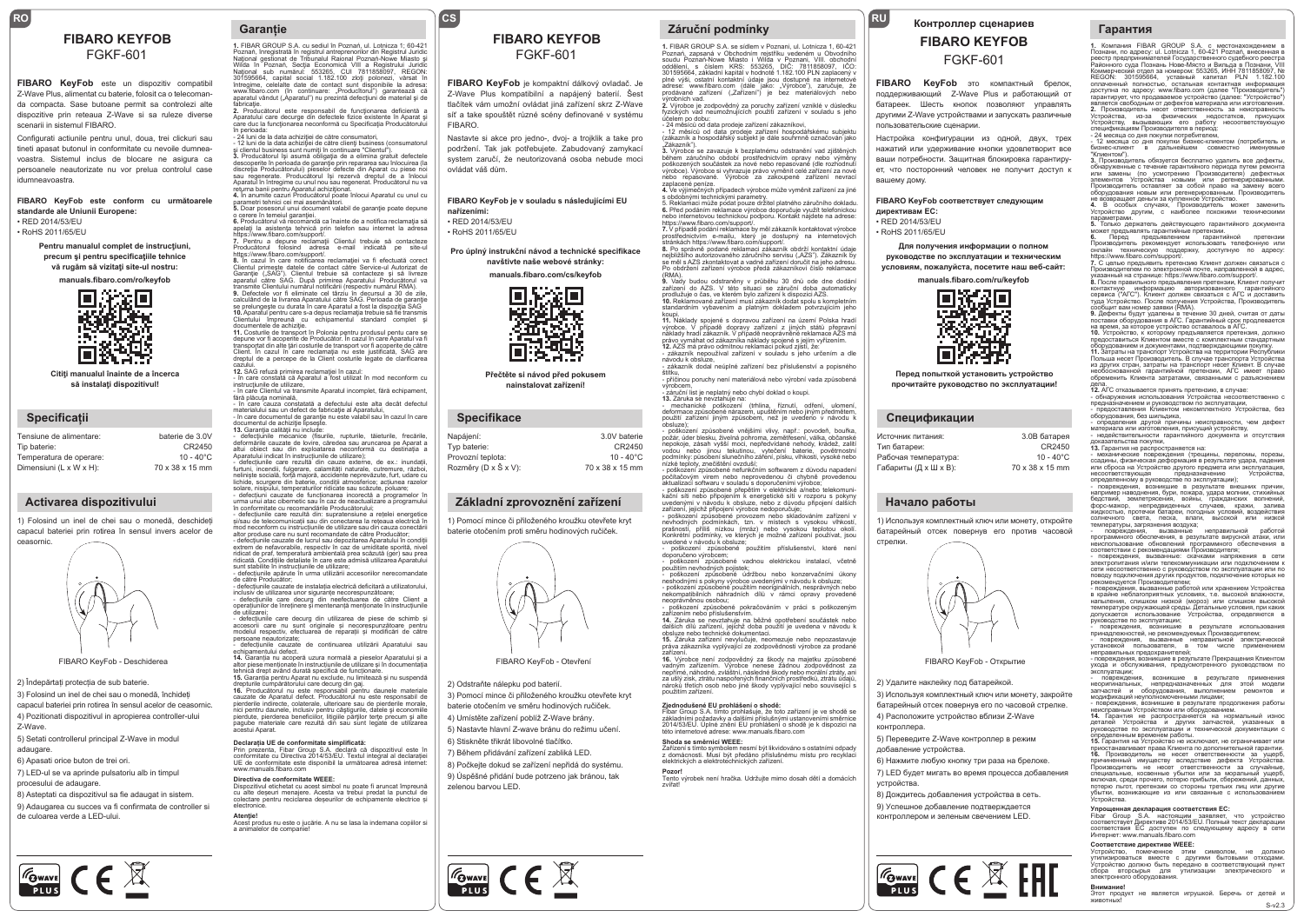# FIBARO KEYFOB

FGKF-601

**FIBARO KeyFob** este un dispozitiv compatibil Z-Wave Plus, alimentat cu baterie, folosit ca o telecomandă compacta. Sase butoane permit sa controlezi alte dispozitive prin reteaua Z-Wave si sa ruleze diverse scenarii in sistemul FIBARO.

Configurati actiunile pentru unul, doua, trei clickuri sau tineti apasat butonul in conformitate cu nevoile dumneavoastra. Sistemul inclus de blocare ne asigura ca persoanele neautorizate nu vor prelua controlul case idumneavoastra.

**FIBARO KeyFob este conform cu următoarele standarde ale Uniunii Europene:**

- RED 2014/53/EU
- RoHS 2011/65/EU

**Pentru manualul complet de instrucțiuni, precum și pentru specificațiile tehnice vă rugăm să vizitați site-ul nostru:**

**manuals.fibaro.com/ro/keyfob**

**Citiți manualul înainte de a încerca să instalați dispozitivul!**

## Specificații

| | |
|---|---|
| Tensiune de alimentare: | baterie de 3.0V |
| Tip baterie: | CR2450 |
| Temperatura de operare: | 10 - 40°C |
| Dimensiuni (L x W x H): | 70 x 38 x 15 mm |

## Activarea dispozitivului

1) Folosind un inel de chei sau o monedă, deschideți capacul bateriei prin rotirea în sensul invers acelor de ceasornic.

FIBARO KeyFob - Deschiderea

2) Îndepărtați protecția de sub baterie.

3) Folosind un inel de chei sau o monedă, închideți capacul bateriei prin rotirea în sensul acelor de ceasornic.

4) Poziționați dispozitivul in apropierea controller-ului Z-Wave.

5) Setati controllerul principal Z-Wave in modul adaugare.

6) Apasati orice buton de trei ori.

7) LED-ul se va aprinde pulsatoriu alb in timpul procesului de adaugare.

8) Asteptati ca dispozitivul sa fie adaugat in sistem.

9) Adaugarea cu succes va fi confirmata de controller si de culoarea verde a LED-ului.

## Garanție

**1.** FIBAR GROUP S.A. cu sediul în Poznań, ul. Lotnicza 1; 60-421 Poznań, înregistrată în registrul antreprenorilor din Registrul Juridic Național gestionat de Tribunalul Raional Poznań-Nowe Miasto și Wilda în Poznań, Secția Economică VIII a Registrului Juridic Național sub numărul: 553265, CUI 7811858097, REGON: 301595664, capital social 1.182.100 zloți polonezi, vărsat în întregime, celelalte date de contact sunt disponibile la adresa: www.fibaro.com (în continuare: „Producătorul") garantează că aparatul vândut („Aparatul") nu prezintă defecțiuni de material și de fabricație.

**2.** Producătorul este responsabil de funcționarea deficientă a Aparatului care decurge din defectele fizice existente în Aparat și care duc la funcționarea neconformă cu Specificația Producătorului în perioada:
- 24 luni de la data achiziției de către consumatori,
- 12 luni de la data achiziției de către clienți business (consumatorul și clientul business sunt numiți în continuare "Clientul").

**3.** Producătorul își asumă obligația de a elimina gratuit defectele descoperite în perioada de garanție prin repararea sau înlocuirea (la discreția Producătorului) pieselor defecte din Aparat cu piese noi sau regenerate. Producătorul își rezervă dreptul de a înlocui Aparatul în întregime cu unul nou sau regenerat. Producătorul nu va returna banii pentru Aparatul achiziționat.

**4.** În anumite cazuri Producătorul poate înlocui Aparatul cu unul cu parametri tehnici cei mai asemănători.

**5.** Doar posesorul unui document valabil de garanție poate depune o cerere în temeiul garanției.

**6.** Producătorul vă recomandă ca înainte de a notifica reclamația să apelați la asistența tehnică prin telefon sau internet la adresa https://www.fibaro.com/support/.

**7.** Pentru a depune reclamații Clientul trebuie să contacteze Producătorul folosind adresa e-mail indicată pe site-ul https://www.fibaro.com/support/.

**8.** În cazul în care notificarea reclamației va fi efectuată corect Clientul primește datele de contact către Service-ul Autorizat de Garanție („SAG"). Clientul trebuie să contacteze și să livreze aparatul către SAG. După primirea Aparatului Producătorul va transmite Clientului numărul notificării (respectiv numărul RMA).

**9.** Defectele vor fi eliminate cel târziu în decursul a 30 de zile, calculând de la livrarea Aparatului către SAG. Perioada de garanție se prelungește cu durata în care Aparatul a fost la dispoziția SAG.

**10.** Aparatul pentru care s-a depus reclamația trebuie să fie transmis Clientului împreună cu echipamentul standard complet și documentele de achiziție.

**11.** Costurile de transport în Polonia pentru produsul pentru care se depune vor fi acoperite de Producător. În cazul în care Aparatul va fi transportat din alte țări costurile de transport vor fi acoperite de către Client. În cazul în care reclamația nu este justificată, SAG are dreptul de a percepe de la Client costurile legate de clarificarea cazului.

**12.** SAG refuză primirea reclamației în cazul:
- în care constată că Aparatul a fost utilizat în mod neconform cu instrucțiunile de utilizare,
- în care Clientul va transmite Aparatul incomplet, fără echipament, fără plăcuța nominală,
- în care cauza constatată a defectului este alta decât defectul materialului sau un defect de fabricație al Aparatului,
- în care documentul de garanție nu este valabil sau în cazul în care documentul de achiziție lipsește.

**13.** Garanția calității nu include:
- defecțiunile mecanice (fisurile, rupturile, tăieturile, frecările, deformările cauzate de lovire, căderea sau aruncarea pe Aparat a altui obiect sau din exploatarea neconformă cu destinația a Aparatului indicat în instrucțiunile de utilizare);
- defecțiunile care rezultă din cauze externe, de ex.: inundații, furtuni, incendii, fulgerare, calamități naturale, cutremure, războaie, neliniște socială, forță majoră, accidente neprevăzute, furt, udare cu lichide, scurgere din baterie, condiții atmosferice; acțiunea razelor solare, nisipului, temperaturilor ridicate sau scăzute, poluare;
- defecțiuni cauzate de funcționarea incorectă a programelor în urma unui atac cibernetic sau în caz de neactualizare a programului în conformitate cu recomandările Producătorului;
- defecțiunile care rezultă din: supratensiune a rețelei energetice și/sau de telecomunicații sau din conectarea la rețeaua electrică în mod neconform cu instrucțiunile de utilizare sau din cauza conectării altor produse care nu sunt recomandate de către Producător;
- defecțiunile cauzate de lucrul sau depozitarea Aparatului în condiții extrem de nefavorabile, respectiv în caz de umiditate sporită, nivel ridicat de praf, temperatură ambientală prea scăzută (ger) sau prea ridicată. Condițiile detaliate în care este admisă utilizarea Aparatului sunt stabilite în instrucțiunile de utilizare;
- defecțiunile apărute în urma utilizării accesoriilor nerecomandate de către Producător;
- defecțiunile cauzate de instalația electrică deficitară a utilizatorului, inclusiv de utilizarea unor siguranțe necorespunzătoare;
- defecțiunile care decurg din neefectuarea de către Client a operațiunilor de întreținere și mentenanță menționate în instrucțiunile de utilizare;
- defecțiunile care decurg din utilizarea de piese de schimb și accesorii care nu sunt originale și necorespunzătoare pentru modelul respectiv, efectuarea de reparații și modificări de către persoane neautorizate;
- defecțiunile cauzate de continuarea utilizării Aparatului sau echipamentului defect.

**14.** Garanția nu acoperă uzura normală a pieselor Aparatului și a altor piese menționate în instrucțiunile de utilizare și în documentația tehnică drept având durată specifică de funcționare.

**15.** Garanția pentru Aparat nu exclude, nu limitează și nu suspendă drepturile cumpărătorului care decurg din gaj.

**16.** Producătorul nu este responsabil pentru daunele materiale cauzate de Aparatul defect. Producătorul nu este responsabil de pierderile indirecte, colaterale, ulterioare sau de pierderile morale, nici pentru daunele, inclusiv pentru câștigurile, datele și economiile pierdute, pierderea beneficiilor, litigiile părților terțe precum și alte pagube materiale care rezultă din sau sunt legate de utilizarea acestui Aparat.

**Declarația UE de conformitate simplificată:**
Prin prezenta, Fibar Group S.A. declară că dispozitivul este în conformitate cu Directiva 2014/53/EU. Textul integral al declarației UE de conformitate este disponibil la următoarea adresă internet: www.manuals.fibaro.com

**Directiva de conformitate WEEE:**
Dispozitivul etichetat cu acest simbol nu poate fi aruncat împreună cu alte deșeuri menajere. Acesta va trebui predat la punctul de colectare pentru reciclarea deșeurilor de echipamente electrice și electronice.

**Atenție!**
Acest produs nu este o jucărie. A nu se lasa la indemana copiilor si a animalelor de companie!

# FIBARO KEYFOB

FGKF-601

**FIBARO KeyFob** je kompaktní dálkový ovladač. Je Z-Wave Plus kompatibilní a napájený baterií. Šest tlačítek vám umožní ovládat jiná zařízení skrz Z-Wave síť a také spouštět různé scény definované v systému FIBARO.

Nastavte si akce pro jedno-, dvoj- a trojklik a take pro podržení. Tak jak potřebujete. Zabudovaný zamykací system zaručí, že neutorizovaná osoba nebude moci ovládat váš dům.

**FIBARO KeyFob je v souladu s následujícími EU nařízeními:**

- RED 2014/53/EU
- RoHS 2011/65/EU

**Pro úplný instrukční návod a technické specifikace navštivte naše webové stránky:**

**manuals.fibaro.com/cs/keyfob**

**Přečtěte si návod před pokusem nainstalovat zařízení!**

## Specifikace

| | |
|---|---|
| Napájení: | 3.0V baterie |
| Typ baterie: | CR2450 |
| Provozní teplota: | 10 - 40°C |
| Rozměry (D x Š x V): | 70 x 38 x 15 mm |

## Základní zprovoznění zařízení

1) Pomocí mince či přiloženého kroužku otevřete kryt baterie otočením proti směru hodinových ručiček.

FIBARO KeyFob - Otevření

2) Odstraňte nálepku pod baterií.

3) Pomocí mince či přiloženého kroužku otevřete kryt baterie otočením ve směru hodinových ručiček.

4) Umístěte zařízení poblíž Z-Wave brány.

5) Nastavte hlavní Z-wave bránu do režimu učení.

6) Stiskněte třikrát libovolné tlačítko.

7) Během přidávání zařízení zabliká LED.

8) Počkejte dokud se zařízení nepřidá do systému.

9) Úspěšné přidání bude potrzeno jak bránou, tak zelenou barvou LED.

## Záruční podmínky

**1.** FIBAR GROUP S.A. se sídlem v Poznani, ul. Lotnicza 1, 60-421 Poznań, zapsaná v Obchodním rejstříku vedeném u Obvodního soudu Poznań-Nowe Miasto i Wilda v Poznani, VIII. obchodní oddělení, s číslem KRS: 553265, DIČ: 7811858097, IČO: 301595664, základní kapitál v hodnotě 1.182.100 PLN zaplacený v plné výši, ostatní kontaktní údaje jsou dostupné na internetové adrese: www.fibaro.com (dále jako: „Výrobce"), zaručuje, že prodávané zařízení („Zařízení") je bez materiálových nebo výrobních vad.

**2.** Výrobce je zodpovědný za poruchy zařízení vzniklé v důsledku fyzických vad nevmožňujících použití zařízení v souladu s jeho účelem po dobu:
- 24 měsíců od data prodeje zařízení zákazníkovi,
- 12 měsíců od data prodeje zařízení hospodářskému subjektu (zákazník a hospodářský subjekt je dále souhrnně označován jako „Zákazník").

**3.** Výrobce se zavazuje k bezplatnému odstranění vad zjištěných během záručního období prostřednictvím opravy nebo výměny poškozených součástek za nové nebo repasované (dle rozhodnutí výrobce). Výrobce si vyhrazuje právo vyměnit celé zařízení za nové nebo repasované. Výrobce za zakoupené zařízení nevrací zaplacené peníze.

**4.** Ve výjimečných případech výrobce může vyměnit zařízení za jiné s obdobnými technickými parametry.

**5.** Reklamaci může podat pouze držitel platného záručního dokladu.

**6.** Před podáním reklamace výrobce doporučuje využít telefonickou nebo internetovou technickou podporu. Kontakt najdete na adrese: https://www.fibaro.com/support/.

**7.** V případě podání reklamace by měl zákazník kontaktovat výrobce prostřednictvím e-mailu, který je dostupný na internetových stránkách https://www.fibaro.com/support/.

**8.** Po správně podané reklamaci zákazník obdrží kontaktní údaje nejbližšího autorizovaného záručního servisu („AZS"). Zákazník by se měl s AZS zkontaktovat a vadné zařízení doručit na jeho adresu. Po obdržení zařízení výrobce předá zákazníkovi číslo reklamace (RMA).

**9.** Vady budou odstraněny v průběhu 30 dnů ode dne dodání zařízení do AZS. V této situaci se záruční doba automaticky prodlužuje o čas, ve kterém bylo zařízení k dispozici AZS.

**10.** Reklamované zařízení musí zákazník dodat spolu s kompletním standardním vybavením a platným dokladem potvrzujícím jeho koupi.

**11.** Náklady spojené s dopravou zařízení na území Polská hradí výrobce. V případě dopravy zařízení z jiných států přepravní náklady hradí zákazník. V případě neoprávněné reklamace AZS má právo vymáhat od zákazníka náklady spojené s jejím vyřízením.

**12.** AZS má právo odmítnout reklamaci pokud zjistí, že:
- zákazník nepoužíval zařízení v souladu s jeho určením a dle návodu k obsluze,
- zákazník dodal neúplné zařízení bez příslušenství a popisného štítku,
- příčinou poruchy není materiálová nebo výrobní vada způsobená výrobcem,
- záruční list je neplatný nebo chybí doklad o koupi.

**13.** Záruka se nevztahuje na:
- mechanické poškození (trhlina, fiznutí, odření, ulomení, deformace způsobené nárazem, upuštěním nebo jiným předmětem, použití zařízení jiným způsobem, než je uvedeno v návodu k obsluze);
- poškození způsobené vnějšími vlivy, např.: povodeň, bouřka, požár, úder blesku, živelná pohroma, zemětřesení, válka, občanské nepokoje, zásah vyšší moci, nepředvídané nehody, krádež, zalití vodou nebo jinou tekutinou, vytečení baterie, povětrnostní podmínky; působení slunečního záření, písku, vlhkosti, vysoké nebo nízké teploty, znečištění ovzduší;
- poškození způsobené nefunkčním softwarem z důvodu napadení počítačovým virem nebo neprovedenou či chybně provedenou aktualizací softwaru v souladu s doporučeními výrobce;
- poškození způsobené přepětím v elektrické a/nebo telekomunikační síti nebo připojením k energetické síti v rozporu s pokyny uvedenými v návodu k obsluze, nebo z důvodu připojení dalších zařízení, jejichž připojení výrobce nedoporučuje;
- poškození způsobené provozem nebo skladováním zařízení v nevhodných podmínkách, tzn. v místech s vysokou vlhkostí, prašností, příliš nízkou (mráz) nebo vysokou teplotou okolí. Konkrétní podmínky, ve kterých je možné zařízení používat, jsou uvedené v návodu k obsluze;
- poškození způsobené použitím příslušenství, které není doporučeno výrobcem;
- poškození způsobené vadnou elektrickou instalací, včetně použitím nevhodných pojistek;
- poškození způsobené údržbou nebo konzervačními úkony neshodnými s pokyny výrobce uvedenými v návodu k obsluze;
- poškození způsobené použitím neoriginálních, nesprávných nebo nekompatibilních náhradních dílů v rámci opravy provedené neoprávněnou osobou;
- poškození způsobené pokračováním v práci s poškozeným zařízením nebo příslušenstvím.

**14.** Záruka se nevztahuje na běžné opotřebení součástek nebo dalších dílů zařízení, jejichž doba použití je uvedena v návodu k obsluze nebo technické dokumentaci.

**15.** Záruka zařízení nevylučuje, neomezuje nebo nepozastavuje práva zákazníka vyplývající ze zodpovědnosti výrobce za prodané zařízení.

**16.** Výrobce není zodpovědný za škody na majetku způsobené vadným zařízením. Výrobce nenese žádnou zodpovědnost za nepřímé, náhodné, zvláštní, následné škody nebo morální ztráty, ani za ušlý zisk, ztrátu naspořených finančních prostředků, ztrátu údajů, nároků třetích osob nebo jiné škody vyplývající nebo související s použitím zařízení.

**Zjednodušené EU prohlášení o shodě:**
Fibar Group S.A. tímto prohlašuje, že toto zařízení je ve shodě se základními požadavky a dalšími příslušnými ustanoveními směrnice 2014/53/EU. Úplné znění EU prohlášení o shodě je k dispozici na této internetové adrese: www.manuals.fibaro.com

**Shoda se směrnicí WEEE:**
Zařízení s tímto symbolem nesmí být likvidováno s ostatními odpady z domácnosti. Musí být předáno příslušnému místu pro recyklaci elektrických a elektrotechnických zařízení.

**Pozor!**
Tento výrobek není hračka. Udržujte mimo dosah dětí a domácích zvířat!

# Контроллер сценариев

# FIBARO KEYFOB

FGKF-601

**FIBARO KeyFob** это компактный брелок, поддерживающий Z-Wave Plus и работающий от батареек. Шесть кнопок позволяют управлять другими Z-Wave устройствами и запускать различные пользовательские сценарии.

Настройка конфигурации из одной, двух, трех нажатий или удерживание кнопки удовлетворит все ваши потребности. Защитная блокировка гарантирует, что посторонний человек не получит доступ к вашему дому.

**FIBARO KeyFob соответствует следующим директивам ЕС:**

- RED 2014/53/EU
- RoHS 2011/65/EU

**Для получения информации о полном руководстве по эксплуатации и техническим условиям, пожалуйста, посетите наш веб-сайт:**

**manuals.fibaro.com/ru/keyfob**

**Перед попыткой установить устройство прочитайте руководство по эксплуатации!**

## Спецификации

| | |
|---|---|
| Источник питания: | 3.0В батарея |
| Тип батареи: | CR2450 |
| Рабочая температура: | 10 - 40°C |
| Габариты (Д х Ш х В): | 70 x 38 x 15 mm |

## Начало работы

1) Используя комплектный ключ или монету, откройте батарейный отсек повернув его против часовой стрелки.

FIBARO KeyFob - Открытие

2) Удалите наклейку под батарейкой.

3) Используя комплектный ключ или монету, закройте батарейный отсек повернув его по часовой стрелке.

4) Расположите устройство вблизи Z-Wave контроллера.

5) Переведите Z-Wave контроллер в режим добавление устройства.

6) Нажмите любую кнопку три раза на брелоке.

7) LED будет мигать во время процесса добавления устройства.

8) Дождитесь добавления устройства в сеть.

9) Успешное добавление подтверждается контроллером и зеленым свечением LED.

## Гарантия

**1.** Компания FIBAR GROUP S.A. с местонахождением в Познани, по адресу: ul. Lotnicza 1, 60-421 Poznań, внесенная в реестр предпринимателей Государственного судебного реестра Районного суда Познань Нове-Място и Вильда в Познани, VIII Коммерческий отдел за номером 553265, ИНН 7811858097, № REGON: 301595664, уставный капитал PLN 1.182.100 оплаченный полностью, остальная контактная информация доступна по адресу: www.fibaro.com (далее "Производитель") гарантирует, что продаваемое устройство (далее: "Устройство") является свободным от дефектов материала или изготовления.

**2.** Производитель несет ответственность за неисправность Устройства, из-за физических недостатков, присущих Устройству, вызывающих его работу несоответствующую спецификациям Производителя в период:
- 24 месяца со дня покупки потребителем,
- 12 месяцев со дня покупки бизнес-клиентом (потребитель и бизнес-клиент в дальнейшем совместно именуемые "Клиентом").

**3.** Производитель обязуется бесплатно удалить все дефекты, обнаруженные с течение гарантийного периода путем ремонта или замены (по усмотрению Производителя) дефектных элементов Устройства новыми или регенерированными. Производитель оставляет за собой право на замену всего оборудования новым или регенерированным. Производитель не возвращает деньги за купленное Устройство.

**4.** В особых случаях, Производитель может заменить Устройство другим, с наиболее похожими техническими параметрами.

**5.** Только держатель действующего гарантийного документа может предъявлять гарантийные претензии.

**6.** Перед предъявлением гарантийной претензии Производитель рекомендует использовать телефонную или онлайн техническую поддержку, доступную по адресу: https://www.fibaro.com/support/.

**7.** С целью предъявить претензию Клиент должен связаться с Производителем по электронной почте, направленной в адрес, указанный на странице: https://www.fibaro.com/support/.

**8.** После правильного предъявления претензии, Клиент получит контактную информацию авторизованного гарантийного сервиса ("АГС"). Клиент должен связаться с АГС и доставить туда Устройство. После получения Устройства, Производитель сообщит вам номер заявки (RMA).

**9.** Дефекты будут удалены в течение 30 дней, считая от даты поставки оборудования в АГС. Гарантийный срок продлевается на время, за которое устройство оставалось в АГС.

**10.** Устройство, к которому предъявляется претензия, должно предоставляться Клиентом вместе с комплектным стандартным оборудованием и документами, подтверждающими покупку.

**11.** Затраты на транспорт Устройства на территории Республики Польша несет Производитель. В случае транспорта Устройства из других стран, затраты на транспорт несет Клиент. В случае необоснованной гарантийной претензии, АГС имеет право обременить Клиента затратами, связанными с разъяснением дела.

**12.** АГС отказывается принять претензию, в случае:
- обнаружения использования Устройства несоответственно с предназначением в руководстве по эксплуатации,
- предоставление Клиентом некомплектного Устройства, без оборудования, без шильдика,
- определения другой причины неисправности, чем дефект материала или изготовления, присущий устройству,
- недействительности гарантийного документа и отсутствия доказательства покупки,

**13.** Гарантия не распространяется на:
- механические повреждения (трещины, переломы, порезы, ссадины, физическая деформация в результате удара, падения или сброса на Устройство другого предмета или эксплуатация, несоответствующей предназначению Устройства, определенному в руководстве по эксплуатации);
- повреждения, возникшие в результате внешних причин, например наводнения, бури, пожара, удара молнии, стихийных бедствий, землетрясения, войны, гражданских волнений, форс-мажор, непредвиденных случаев, кражи, залива жидкостью, протечки батареи, погодных условий, воздействия солнечного света, песка, влаги, высокой или низкой температуры, загрязнения воздуха;
- повреждения, вызванные неправильной работой программного обеспечения, в результате вирусной атаки, или неиспользования обновлений программного обеспечения в соответствии с рекомендациями Производителя;
- повреждения, вызванные: скачками напряжения в сети электропитания и/или телекоммуникации или подключением к сети несоответственно с руководством по эксплуатации или по поводу подключения других продуктов, подключение которых не рекомендуется Производителем;
- повреждения, вызванные работой или хранением Устройства в крайне неблагоприятных условиях, т.е. высокой влажности, запыления, слишком низкой (мороз) или слишком высокой температуре окружающей среды. Детальные условия, при каких допускается использование Устройства, определяются в руководстве по эксплуатации;
- повреждения, возникшие в результате использования принадлежностей, не рекомендуемых Производителем;
- повреждения, вызванные неправильной электрической установкой пользователя, в том числе применением неправильных предохранителей;
- повреждения, возникшие в результате Прекращения Клиентом ухода и обслуживания, предусмотренного руководством по эксплуатации;
- повреждения, возникшие в результате применения неоригинальных, неправильных для этой модели запчастей и оборудования, выполнением ремонтов и модификаций неуполномоченными лицами;
- повреждения, возникшие в результате продолжения работы неисправным Устройством или оборудованием.

**14.** Гарантия не распространяется на нормальный износ деталей Устройства и других запчастей, указанных в руководстве по эксплуатации и технической документации с определенным временем работы.

**15.** Гарантия на Устройство не исключает, не ограничивает или приостанавливает права Клиента по дополнительной гарантии.

**16.** Производитель не несет ответственности за ущерб, причиненный имуществу вследствие дефекта Устройства. Производитель не несет ответственности за случайные, специальные, косвенные убытки или за моральный ущерб, включая, среди прочего, потерю прибыли, сбережений, данных, потерю льгот, претензии со стороны третьих лиц или другие убытки, возникающие из или связанные с использованием Устройства.

**Упрощенная декларация соответствия ЕС:**
Fibar Group S.A. настоящим заявляет, что устройство соответствует Директиве 2014/53/EU. Полный текст декларации соответствия ЕС доступен по следующему адресу в сети Интернет: www.manuals.fibaro.com

**Соответствие директиве WEEE:**
Устройство, помеченное этим символом, не должно утилизироваться вместе с другими бытовыми отходами. Устройство должно быть передано в соответствующий пункт сбора вторсырья для утилизации электрического и электронного оборудования.

**Внимание!**
Этот продукт не является игрушкой. Беречь от детей и животных!

S-v2.3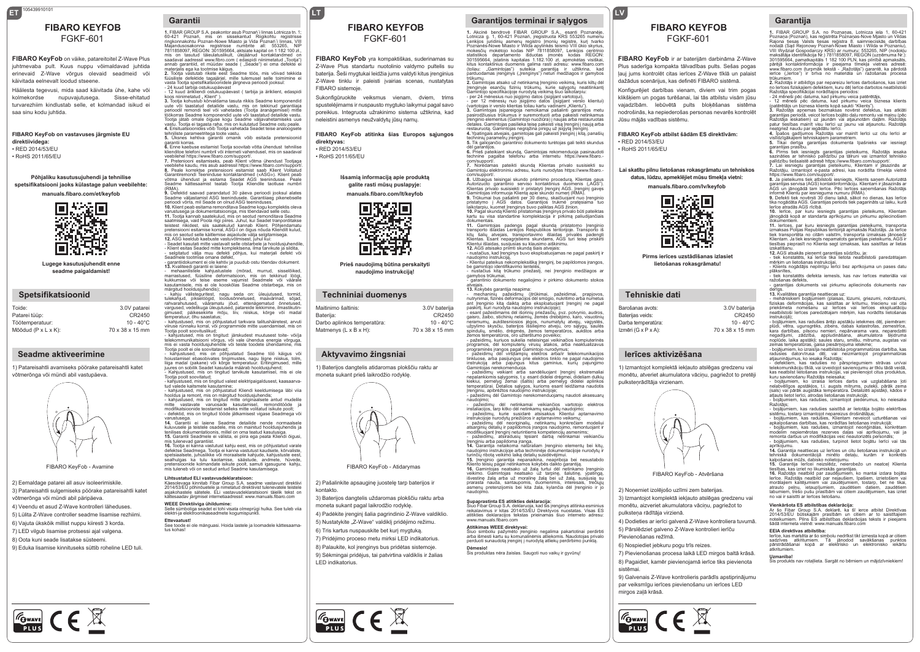# FIBARO KEYFOB

FGKF-601

**FIBARO KeyFob** on väike, patareitoitel Z-Wave Plus juhtmevaba pult. Kuus nuppu võimaldavad juhtida erinevaid Z-Wave võrgus olevaid seadmeid või käivitada eelnevalt loodud stseene.

Häälesta tegevusi, mida saad käivitada ühe, kahe või kolmekordse nupuvajutusega. Sisse-ehitatud turvarezhiim kindlustab selle, et kolmandad isikud ei saa sinu kodu juhtida.

**FIBARO KeyFob on vastavuses järgmiste EU direktiividega:**

• RED 2014/53/EU
• RoHS 2011/65/EU

**Põhjaliku kasutusjuhendi ja tehnilise spetsifikatsiooni jaoks külastage palun veebilehte:**

**manuals.fibaro.com/et/keyfob**

**Lugege kasutusjuhendit enne seadme paigaldamist!**

## Spetsifikatsioonid

| | |
|---|---|
| Toide: | 3.0V patarei |
| Patarei tüüp: | CR2450 |
| Töötemperatuur: | 10 - 40°C |
| Mõõdud (P x L x K): | 70 x 38 x 15 mm |

## Seadme aktiveerimine

1) Patareisahtli avamiseks pöörake patareisahtli katet võtmerõnga või mündi abil vastupäeva.

FIBARO KeyFob - Avamine

2) Eemaldage patarei all asuv isoleerimiskile.
3) Patareisahtli sulgemiseks pöörake patareisahtli katet võtmerõnga või mündi abil päripäeva.
4) Veendu et asud Z-Wave kontrolleri läheduses.
5) Lülita Z-Wave controller seadme lisamise režiimi.
6) Vajuta ükskõik millist nuppu kiiresti 3 korda.
7) LED vilgub lisamise protsessi ajal valgena.
8) Oota kuni seade lisatakse süsteemi.
9) Eduka lisamise kinnituseks süttib roheline LED tuli.

## Garantii

**1.** FIBAR GROUP S.A. peakontor asub Poznań'i linnas Lotnicza tn. 1; 60-421 Poznań, mis on sissekantud Riigikohtu registrisse ringkonnakohtu Poznań-Nowe Miasto ja Wilda Poznań'i linnas, VIII Majandusosakonna registrisse numbrite all: 553265, NIP 7811858097, REGON: 301595664, aktsiate kapital on 1 182 100 zł., mis on tasutud täielikult, ülejäänud kontaktandmed on saadaval aadressil www.fibaro.com ( edaspidi nimimetatud „Tootja") annab garantiid, et müüdav seade ( „Seade") ei oma defekte ei materjalis ega ka tootmise käigus.
**2.** Tootja vastutab rikete eest Seadme töös, mis võivad tekkida füüsiliste defektide tagajärjel, mille tulemusel selle toimimine ei vasta Tootja spetsifikatsioonidele järgneva perioodi jooksul:
- 24 kuud tarbija ostukuupäevast
- 12 kuud äriklienti ostukuupäevast ( tarbija ja äriklient, edaspidi koos niinimetatud „ Klient" ).
**3.** Tootja kohustub kõrvaldama tasuta rikkis Seadme komponendid uute või taastatud detailide vastu, mis on tekkinud garantii perioodil remondi teel või vahetades (Tootja äranägemisel) mitte töökorras Seadme komponendid uute või taastatud detailide vastu. Tootja jätab omale õiguse kogu Seadme väljavahetamiseks uue vastu. Tootja ei tagasta raha, mis on kulutatud Seadme ostu peale.
**4.** Erisituatsioonides võib Tootja vahetada Seadet teise analoogsete tehniliste parameetritega toote vastu.
**5.** Üksnes kehtiva garantii omanik võib esitada pretensioonid garantii korras.
**6.** Enne kaebuse esitamist Tootja soovitab võtta ühendust tehnilise klienditoe telefoni numbril või interneti vahendusel, mis on saadaval veebilehel https://www.fibaro.com/support/.
**7.** Pretensiooni esitamiseks, peab Klient võtma ühendust Tootjaga veebilehe kaudu, mis asub aadressil https://www.fibaro.com/support/.
**8.** Peale korrektse pretensiooni esitamist saab Klient Volitatud Garantiiremondi Teenindus kontaktandmed («ASG»). Klient peab võtma ühendust ja esitama Seadet ASG teeninduses. Peale Seadme kättesaamist teatab Tootja Kliendile taotluse numbri (RMA).
**9.** Defektid saavad parandatud 30 päeva perioodi jooksul alates Seadme väljastamist ASG teenindusele. Garantiiaeg pikeneb selle perioodi võrra, mil Seade on olnud ASG teeninduses.
**10.** Klient peab esitama remonditava Seadme kogu komplektis oleva varustusega ja dokumentatsiooniga, mis tõendavad selle ostu.
**11.** Tootja kannab saatekulud, mis on seotud remonditava Seadme saatmisega, vaid Poola riigi piires. Juhul, kui Seadet tranporditakse teistest riikidest, siis saatekulud kannab Klient. Põhjendamatu pretensiooni esitamise korral, ASG-l on õigus nõuda Kliendilt kulud, mis on seotud selle käitlemise asjaolude välja selgitamisega.
**12.** ASG keeldub kaebuste vastuvõtmisest, juhul kui:
- Seadet kasutati mitte vastavalt selle otstarbele ja hooldusjuhendile,
- Klient esitas Seadeid mitte komplektsena, ilma tarvikute ja sildita,
- selgitatud välja muu defekti põhjus, kui materjali defekt või Seadmele tootmise omane defekt,
- garantiidokument ei ole kehtiv ja puudub ostu tõendav dokument.
**13.** Kvaliteedi garantii ei laiene:
- mehaanilistele kahjustustele (mõrad, murrud, sisselõiked, marrastused, füüsiline deformatsioon, mis on tekkinud löögi, kukkumise või teise eseme vajumist Seadmele või väärale kasutamisele, mis ei ole kooskõlas Seadme otstarbega, mis on märgitud hooldusjuhendis);
- kahju välistegurites, nagu seda on: üleujutused, tormid, tulekahjud, pikselöögid, looduskatastroofid, maavärinad, sõjad, rahvarahutused, vääramatu jõud, ettenägematud õnnetused, vargused, vedelikuga üleujutused, patareide lekkimine, ilmastikutingimused; päikesekiirte mõju, liiv, niiskus, kõrge või madal temperatuur, õhu saastatus;
- kahjustused, mis on põhjustatud tarkvara talitushäiretest, arvuti viiruse rünnaku korral, või programmide mitte uuendamisel, mis on Tootja poolt soovituslikud;
- kahjustused, mis on tingitud: järskudest muutustest toite- või/ja telekommunikatsiooni võrgus, või vale ühendus energia võrguga, mis ei vasta hooldusjuhendile või teiste toodete ühendamine, mis Tootja poolt ei ole soovitatavad;
- kahjustused, mis on põhjustatud Seadme töö käigus või hoiustamisel ebasobivates tingimustes, nagu liigne niiskus, tolm, liiga madal (pakane) või kõrge temperatuur. Eritingimused, mille juures on lubatud Seadet kasutada märgitud hooldusjuhendis;
- Kahjustused, mis on tingitud tarvikute kasutamisel, mis ei ole Tootja poolt soovitatud;
- kahjustused, mis on tingitud valest elektripaigaldusest, kaasaarvatud vale kaitsmete kasutamine;
- kahjustused, mis on põhjustatud Kliendi keeldumisega läbi viia hooldus ja remont, mis on märgitud hooldusjuhendis;
- kahjustused, mis on tingitud mitte originaalsete antud mudelile mitte vastavate varuosade kasutamisel, remonditööde ja modifikatsioonide teostamist selleks mitte volitatud isikute poolt;
- defektid, mis on tingitud tööde jätkamisest vigase Seadmega või varustusega.
**14.** Garantii ei laiene Seadme detailide nende normaalsele kuluvusele ja teistele osadele, mis on mainitud hooldusjuhendis ja tehnilises dokumentatsioonis, millel on oma teatud kasutusiga.
**15.** Garantii Seadmele ei välista, ei piira ega peata Kliendi õigusi, mis tulenevad garantiist.
**16.** Tootja ei kanna vastutust kahju eest, mis on põhjustatud varale defektse Seadmega. Tootja ei kanna vastutust kaudsete, kõrvaliste, spetsiaalsete, juhuslike või moraalsete kahjude, kahjustuste eest, sealhulgas ka tulu kaotamise, säästude, andmete, kõveduste, pretensioonide kolmandate isikute poolt, samuti igasugune kahju, mis tuleneb või on seotud antud Seadme kasutamisega.

**Lihtsustatud ELi vastavusdeklaratsioon:**
Käesolevaga kinnitab Fibar Group S.A. seadme vastavust direktiivi 2014/53/EÜ põhinõuetele ja nimetatud direktiivist tulenevatele teistele asjakohastele sätetele. ELi vastavusdeklaratsiooni täielik tekst on kättesaadav järgmisel internetiaadressil: www.manuals.fibaro.com

**WEEE Direktiiviga ühildumine:**
Selle sümboliga seadet ei tohi visata olmeprügi hulka. See tuleb viia elektri-ja elektroonikaseadmete kogumispunkti.

**Ettevaatust!**
See toode ei ole mänguasi. Hoida lastele ja loomadele kättesaamatus kohas!

# FIBARO KEYFOB

FGKF-601

**FIBARO KeyFob** yra kompaktiškas, suderinamas su Z-Wave Plus standartu nuotolinio valdymo pultelis su baterija. Šeši mygtukai leidžia jums valdyti kitus įrenginius Z-Wave tinklu ir paleisti įvairias scenas, nustatytas FIBARO sistemoje.

Sukonfigūruokite veiksmus vienam, dviem, trims spustelėjimams ir nuspausto mygtuko laikymui pagal savo poreikius. Integruota užrakinimo sistema užtikrina, kad neleistini asmenys neužvaldytų jūsų namų.

**FIBARO KeyFob atitinka šias Europos sąjungos direktyvas:**

• RED 2014/53/EU
• RoHS 2011/65/EU

**Išsamią informaciją apie produktą galite rasti mūsų puslapyje:**

**manuals.fibaro.com/lt/keyfob**

**Prieš naudojimą būtina perskaityti naudojimo instrukciją!**

## Techniniai duomenys

| | |
|---|---|
| Maitinimo šaltinis: | 3.0V baterija |
| Baterija: | CR2450 |
| Darbo aplinkos temperatūra: | 10 - 40°C |
| Matmenys (L x B x H): | 70 x 38 x 15 mm |

## Aktyvavimo žingsniai

1) Baterijos dangtelis atidaromas plokščiu raktu ar moneta sukant prieš laikrodžio rodyklę.

FIBARO KeyFob - Atidarymas

2) Pašalinkite apsauginę juostelę tarp baterijos ir kontakto.
3) Baterijos dangtelis uždaromas plokščiu raktu arba moneta sukant pagal laikrodžio rodyklę.
4) Padėkite įrenginį šalia pagrindinio Z-Wave valdiklio.
5) Nustatykite „Z-Wave" valdiklį pridėjimo režimu.
6) Tris kartus nuspauskite bet kurį mygtuką.
7) Pridėjimo proceso metu mirksi LED indikatorius.
8) Palaukite, kol įrenginys bus pridėtas sistemoje.
9) Sėkmingai pridėjus, tai patvirtina valdiklis ir žalias LED indikatorius.

## Garantijos terminai ir sąlygos

**1.** Akcinė bendrovė FIBAR GROUP S.A., esanti Poznanėje, Lotnicza g. 1, 60-421 Poznań, įregistruota KRS 553265 numeriu Lenkijos juridinių asmenų valstybės registre, kurį tvarko Poznanės-Nowe Miasto ir Wilda apylinkės teismo VIII ūkio skyrius, mokesčių mokėtojo kodas NIP 7811858097, Lenkijos centrinio statistikos departamento išduotas įmonės kodas REGON: 301595664, įstatinis kapitalas 1.182.100 zł apmokėtas visiškai, kitus kontaktinius duomenis galima rasti adresu: www.fibaro.com (toliau: „Gamintojas") suteikia garantiją ir užtikrina, kad parduodamas įrenginys („Įrenginys") neturi medžiagos ir gamybos trūkumų.
**2.** Gamintojas atsako už netinkamą įrenginio veikimą, kuris kiltų dėl įrenginyje esančių fizinių trūkumų, kurie sąlygotų neatitinkantį Gamintojo specifikacijose nurodytą veikimą šiuo laikotarpiu:
- per 24 mėnesius nuo įsigijimo datos (įsigijant vartotojui),
- per 12 mėnesių nuo įsigijimo datos (įsigijant verslo klientui) (vartotojas ir verslo klientas toliau kartu vadinami „Klientu").
**3.** Gamintojas įsipareigoja nemokamai pašalinti garantijos metu pasireiškusius trūkumus ir suremontuoti arba pakeisti netinkamus įrenginio elementus (Gamintojo nuožiūra) naujais arba restauruotais detalėmis. Gamintojas pasilieka teisę pakeisti visą Įrenginį nauju arba restauruotu. Gamintojas negrąžina pinigų už įsigytą Įrenginį.
**4.** Ypatingais atvejais, gamintojas gali pakeisti Įrenginį į kitą, panašių techninių parametrų įrenginį.
**5.** Tik galiojančio garantinio dokumento turėtojas gali teikti skundus dėl garantijos.
**6.** Prieš pateikiant skundą, Gamintojas rekomenduoja pasinaudoti technine pagalba telefonu arba internetu https://www.fibaro.com/support/.
**7.** Norėdamas pateikti skundą Klientas privalo susisiekti su Gamintoju elektroniniu adresu, kuris nurodytas https://www.fibaro.com/support/.
**8.** Užbaigus teisingai skundo priėmimo procedūrą, Klientas gaus Autorizuoto garantinio serviso kontaktinius duomenis („AGS"). Klientas privalo susisiekti ir pristatyti Įrenginį AGS. Įrenginį gavęs Gamintojas informuoja Klientą apie skundo numerį (RMA).
**9.** Trūkumai bus pašalinti per 30 dienų, skaičiuojant nuo Įrenginio pristatymo į AGS datos. Garantijos trukmė pratęsiama tuo laikotarpiu, kuomet Įrenginys buvo paliktas AGS žinion.
**10.** Pagal skundą Kliento pristatomas Įrenginys privalo būti pateiktas kartu su visa standartine komplektacija ir pirkimą patvirtinančiais dokumentais.
**11.** Gamintojas padengs pagal skundą pristatomo Įrenginio transporto išlaidas Lenkijos Respublikos teritorijoje. Transporto iš kitų šalių atvejais, transportavimo išlaidas privalės padengti Klientas. Esant nepagrįstiems skundams, AGS turi teisę pareikšti Klientui išlaidas, susijusias su klausimo aiškinimu.
**12.** AGS atsisako priimti skundą šiais atvejais:
- nustačius, kad Įrenginys buvo eksploatuojamas ne pagal paskirtį ir naudojimo instrukciją,
- Klientui pateikus nekomplektišką Įrenginį, be papildomos įrangos, be gamintojo identifikavimo lentelės,
- nustačius kitą trūkumo priežastį, nei Įrenginio medžiagos ar gamybos trūkumai,
- garantinio dokumento negaliojimo ir pirkimo dokumento stokos atvejais.
**13.** Kokybės garantija neapima:
- mechaninių pažeidimų (įtrūkimai, pažeidimai, prapjovos, nutrynimai, fizinės deformacijos dėl smūgio, nukritimo arba numetus ant Įrenginio kitą daiktą arba eksploatuojant Įrenginį ne pagal paskirtį, kuri nurodyta naudojimo instrukcijoje);
- esant pažeidimams dėl išorinių priežasčių, pvz. potvynio, audros, gaisro, žaibo, stichinių nelaimių, žemės drebėjimo, karo, visuotinių neramumų, aukštesniosios jėgos, nunumatytų atvejų, vagystės, užpylimo skysčiu, baterijos ištekėjimo atvejų, oro sąlygų, saulės spindulių, smėlio, drėgmės, žemos temperatūros, aukštos arba žemos temperatūros, oro užterštumo poveikio;
- pažeidimų, kuriuos sukėlė neteisingai veikiančios kompiuterinės programos, dėl kompiuterinių virusų atakos, arba neaktualizavus programinės įrangos pagal Gamintojo nurodymus;
- pažeidimų dėl viršįtampių elektros arba/ir telekomunikacijos tinkluose, arba pasijungus prie elektros tinklo ne pagal naudojimo instrukciją arba pajungus kitus gaminius, kurių pajungimo Gamintojas nerekomenduoja;
- pažeidimų veikiant arba sandėliuojant Įrenginį ekstremaliai nepalankiomis sąlygomis, t.y. esant didelei drėgmei, dideliam dulkių kiekiui, pernelyg žemai (šaltis) arba pernelyg didelei aplinkos temperatūrai. Detalios sąlygos, kuriomis esant leidžiama naudotis Įrenginiu, apibrėžtos naudojimo instrukcijoje;
- pažeidimų dėl Gamintojo nerekomenduojamų naudoti aksesuarų naudojimo;
- pažeidimų dėl netinkamai vielinkščios vartotojo elektros instaliacijos, tarp kitko dėl netinkamų saugiklių naudojimo;
- pažeidimų, kurie susidarė atsisakius Klientui aptarnavimo instrukcijoje nurodytų priežiūros ir aptarnavimo veiksmų;
- pažeidimų dėl neoriginalių, netinkamų konkrečiam modeliui atsarginių detalių ir papildomos įrangos naudojimo, remontuojant ir modifikuojant Įrenginį neturintiems kompetencijų asmenims;
- pažeidimų, atsiradusių tęsiant darbą netinkamai veikiančiu Įrenginiu arba papildoma įranga.
**14.** Garantija neapima natūralaus Įrenginio elementų bei kitų, naudojimo instrukcijoje arba techninėje dokumentacijoje nurodytų ir turinčių ribotą veikimo laiką detalių susidėvėjimui.
**15.** Įrenginio garantija nepanaikina, neapriboja bei nesustabdo Kliento teisių pagal netinkamos kokybės daikto garantiją.
**16.** Gamintojas neatsako už žalą turtui dėl netinkamo Įrenginio veikimo. Gamintojas neatsako už tarpinę, šalutinę, ypatingą, išvestinę žalą arba už moralinę žalą bei už žalą, susijusią su prarasta nauda, santaupomis, duomenimis, interesais, trečiųjų asmenų pretenzijomis bei kita žala, kylančia dėl Įrenginio ir jo naudojimo.

**Supaprastinta ES atitikties deklaracija:**
Šiuo Fibar Group S.A. deklaruoja, kad šis įrenginys atitinka esminius reikalavimus ir kitas 2014/53/EU Direktyvos nuostatas. Visas ES atitikties deklaracijos tekstas prieinamas šiuo interneto adresu: www.manuals.fibaro.com

**Atitikimas WEEE direktyvai:**
Šiuo simboliu pažymėto įrenginio negalima pakartotinai perdirbti arba išmesti kartu su komunaliniais atliekomis. Naudotojas privalo perduoti sunaudotą įrenginį į nurodytą atliekų perdirbimo punktą.

**Dėmesio!**
Šis produktas nėra žaislas. Saugoti nuo vaikų ir gyvūnų!

# FIBARO KEYFOB

FGKF-601

**FIBARO KeyFob** ir ar baterijām darbināma Z-Wave Plus saderīga kompakta tālvadības pults. Sešas pogas ļauj jums kontrolēt citas ierīces Z-Wave tīklā un palaist dažādus scenārijus, kas definēti FIBARO sistēmā.

Konfigurējiet darbības vienam, diviem vai trim pogas klikšķiem un pogas turēšanai, lai tās atbilstu visām jūsu vajadzībām. Iebūvētā pults bloķēšanas sistēma nodrošinās, ka nepiederošas personas nevarēs kontrolēt Jūsu mājas vadības sistēmu.

**FIBARO KeyFob atbilst šādām ES direktīvām:**

• RED 2014/53/EU
• RoHS 2011/65/EU

**Lai skatītu pilnu lietošanas rokasgrāmatu un tehniskos datus, lūdzu, apmeklējiet mūsu tīmekļa vietni:**

**manuals.fibaro.com/lv/keyfob**

**Pirms ierīces uzstādīšanas izlasiet lietošanas rokasgrāmatu!**

## Tehniskie dati

| | |
|---|---|
| Barošanas avots: | 3.0V baterija |
| Baterijas veids: | CR2450 |
| Darba temperatūra: | 10 - 40°C |
| Izmēri (G x P x A): | 70 x 38 x 15 mm |

## Ierīces aktivizēšana

1) Izmantojot komplektā iekļauto atslēgas gredzenu vai monētu, atveriet akumulatora vāciņu, pagriežot to pretēji pulksteņrādītāja virzienam.

FIBARO KeyFob - Atvēršana

2) Noņemiet izolējošo uzlīmi zem baterijas.
3) Izmantojot komplektā iekļauto atslēgas gredzenu vai monētu, aizveriet akumulatora vāciņu, pagriežot to pulksteņa rādītāja virzienā.
4) Dodieties ar ierīci galvenā Z-Wave kontroliera tuvumā.
5) Pārslēdziet galveno Z-Wave kontrolieri ierīču Pievienošanas režīmā.
6) Nospiediet jebkuru pogu trīs reizes.
7) Pievienošanas procesa laikā LED mirgos baltā krāsā.
8) Pagaidiet, kamēr pievienojamā ierīce tiks pievienota sistēmai.
9) Galvenais Z-Wave kontrolieris parādīs apstiprinājumu par veiksmīgu ierīces pievienošanu un ierīces LED mirgos zaļā krāsā.

## Garantija

**1.** FIBAR GROUP S.A. no Poznaņas, Lotnicza iela 1, 60-421 Poznaņa (Poznań), kas reģistrēta Poznaņas-Nowe Miasto un Vildas Rajona tiesas Valsts tiesas reģistra 8. saimnieciskās darbības nodaļā (Sąd Rejonowy Poznań-Nowe Miasto i Wilda w Poznaniu), VIII Wydział Gospodarczy KRS) ar numuru 553265, NIP (nodokļu maksātāja identifikācija Nr.) 7811858097, REGON (uzņēmuma Nr.): 301595664, pamatkapitāls 1 182 100 PLN, kas pilnībā apmaksāts, pārējā kontaktinformācija ir pieejama tīmekļa vietnes adresē: www.fibaro.com (turpmāk tekstā - „Ražotājs") garantē, ka pārdotā ierīce („Ierīce") ir brīva no materiālu un ražošanas procesa trūkumiem.
**2.** Ražotājs ir atbildīgs par nepareizu ierīces darbošanos, kas izriet no ierīces fiziskajiem defektiem, kuru dēļ ierīce darbojas neatbilstoši Ražotāja specifikācijai norādītajos periodos:
- 24 mēneši pēc datuma, kad pirkumu veica patērētājs,
- 12 mēneši pēc datuma, kad pirkumu veica biznesa klients (patērētājs un biznesa klients kopā saukti "Klients").
**3.** Ražotājs apņemas bezmaksas novērst defektus, kas atklāti garantijas periodā, veicot ierīces bojāto daļu remontu vai maiņu (pēc Ražotāja ieskatiem) uz jaunām vai atjaunotām daļām. Ražotājs patur tiesības mainīt visu ierīci uz jaunu vai atjaunotu. Ražotājs neatmaksā naudu par iegādātu ierīci.
**4.** Īpašos gadījumos Ražotājs var mainīt ierīci uz citu ierīci ar vislīdzīgākajiem tehniskajiem parametriem.
**5.** Tikai derīga garantijas dokumenta īpašnieks var iesniegt garantijas prasību.
**6.** Pirms tiek iesniegts garantijas pieteikums, Ražotājs iesaka sazināties ar tehnisko palīdzību pa tālruni vai izmantot tehnisko palīdzību tiešsaistē adresē https://www.fibaro.com/support/.
**7.** Lai iesniegtu garantijas pieteikumu, Klientam ir jāsazinās ar Ražotāju, izmantojot e-pasta adresi, kas norādīta tīmekļa vietnē https://www.fibaro.com/support/.
**8.** Ja pieteikums tiek atbilstoši iesniegts, Klients saņem Autorizētā garantijas servisa (AGS) kontaktinformāciju. Klientam ir jāsazinās ar AGS un jānogādā tam ierīce. Pēc ierīces saņemšanas Ražotājs informē Klientu par iesnieguma numuru (RMA).
**9.** Defekti tiek novērsti 30 dienu laikā, sākot no dienas, kas ierīce tika nogādāta AGS. Garantijas periods tiek pagarināts uz laiku, kurā ierīce atradās AGS rīcībā.
**10.** Ierīce, par kuru iesniegts garantijas pieteikums, Klientam jānogādā kopā ar standarta aprīkojumu un pirkumu apliecinošiem dokumentiem.
**11.** Ierīces, par kuru iesniegts garantijas pieteikums, transporta izmaksas Polijas Republikas teritorijā apmaksās Ražotājs. Ja ierīce tiek transportēta no citām valstīm, transporta izmaksas jāsedz Klientam. Ja tiek iesniegts nepamatots garantijas pieteikums, AGS ir tiesības piegriezt no Klienta segt izmaksas, kas saistītas ar lietas izskatīšanu.
**12.** AGS atsakās pieņemt garantijas sūdzību, ja:
- tiek konstatēts, ka ierīce tika lietota neatbilstoši paredzētajam mērķim un lietošanas instrukcijai,
- Klients nogādājis nepilnīgu ierīci bez aprīkojuma un pases datu plāksnītes,
- tiek konstatēts defekta iemesls, kas nav ierīces materiāla vai ražošanas defekts,
- garantijas dokuments vai pirkumu apliecinošs dokuments nav derīgs.
**13.** Kvalitātes garantija neattiecas uz:
- mehāniskiem bojājumiem (plaisas, lūzumi, griezumi, nobrāzumi, fiziskas deformācijas, kas radušās triecienu, krituma, triecienu vai cita priekšmeta nomešanas uz ierīces vai ierīces ekspluatācijas neatbilstoši ierīces paredzētajam mērķim, kas norādīts lietošanas instrukcijā);
- bojājumiem, kas radušies ārējo apstākļu ietekmes dēļ, piemēram: plūdi, vētra, ugunsgrēks, zibens, dabas katastrofas, zemestrīces, kara darbības, pilsoņu nemieri, nepārvarama vara, neparedzēti negadījumi, zādzība, applūdināšana, akumulatora šķidruma noplūde, laika apstākļi, saules stari, smiltis, mitrums, augstas vai zemas temperatūras, gaisa piesārņojuma ietekme;
- bojājumiem, ko izraisīja neatbilstoša programmatūras darbība, kas radušies datorvīrusa dēļ, vai neizmantojot programmatūras atjauninājumus, ko iesaka Ražotājs;
- defektiem, kas radušies no pārsprieguma strāvas un/vai telekomunikāciju tīklā, vai ievērojot savienojumu ar tīklu tādā veidā, kas neatbilst lietošanas instrukcijai, vai pievienojot citus produktus, kuru savienošanu Ražotājs neiesaka;
- bojājumiem, ko izraisa ierīces darbs vai uzglabāšana ļoti nelabvēlīgos apstākļos, t.i. augsts mitrums, putekļi, pārāk zema (sals) vai pārāk augstā apkārtējās vides temperatūra. Detalizēti apstākļi, kādos ir atļauts lietot ierīci, atrodas lietošanas instrukcijā;
- bojājumiem, kas radušies, izmantojot piederumus, ko neiesaka Ražotājs;
- bojājumiem, kas radušies saistībā ar lietotāja bojāto elektrības sistēmu, tostarp izmantojot nepareizus drošinātājus;
- bojājumiem, kas radušies, Klientam neveicot uzturēšanas vai apkalpošanas darbības, kas norādītas lietošanas instrukcijā;
- bojājumiem, kas radušies, izmantojot neoriģinālas, konkrētam modelim nepiemērotas rezerves daļas vai aprīkojumu, vai ja remonta darbus un modifikācijas veic neautorizētas personas;
- bojājumiem, kas radušies, turpinot lietot bojātu ierīci vai tās aprīkojumu.
**14.** Garantija neattiecas uz ierīces un citu lietošanas instrukcijā un tehniskā dokumentācijā minēto detaļu, kurām ir konkrēts kalpošanas mūžs, dabisko nolietojumu.
**15.** Garantija ierīcei neizslēdz, neierobežo un neatceļ Klienta tiesības, kas izriet no likumiskās garantijas.
**16.** Ražotājs neatbild par zaudējumiem, ko mantai izdara bojāta ierīce. Ražotājs neatbild par netiešiem, īpašiem, izrietošiem vai morālajiem kaitējumiem vai zaudējumiem, tostarp, bet ne tikai, atrauto peļņu, ietaupījumiem, zaudētiem datiem, zaudētiem labumiem, trešo pušu prasībām vai citiem zaudējumiem, kas izriet no vai ir saistīti ar ierīces lietošanu.

**Vienkāršots ES atbilstības deklarācija:**
Ar šo Fibar Group S.A. deklarē, ka šī ierīce atbilst Direktīvas 2014/53/EU būtiskajām prasībām un citām ar to saistītajiem noteikumiem. Pilns ES atbilstības deklarācijas teksts ir pieejams šādā interneta vietnē: www.manuals.fibaro.com

**EEIA direktīvas atbilstība:**
Ierīce, kas marķēta ar šo simbolu nedrīkst tikt izmesta kopā ar citiem sadzīves atkritumiem. Tā jānodod savākšanas punktos pārstrādāšanai kopā ar elektrisko un elektronisko iekārtu atkritumiem.

**Uzmanību!**
Šis produkts nav rotaļlieta. Sargāt no bērniem un mājdzīvniekiem!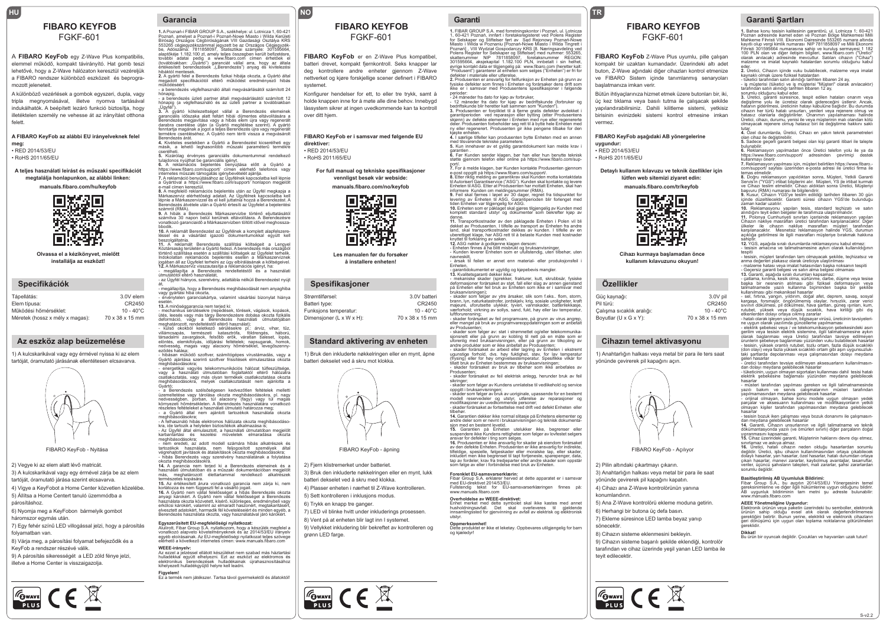# FIBARO KEYFOB
## FGKF-601

A **FIBARO KeyFob** egy Z-Wave Plus kompatibilis, elemmel működő, kompakt távirányító. Hat gomb teszi lehetővé, hogy a Z-wave hálózaton keresztül vezérelják a FIBARO rendszer különböző eszközeit és beprogramozott jeleneteit.

A különböző vezérlések a gombok egyszeri, dupla, vagy tripla megnyomásával, illetve nyomva tartásával indukálhatók. A beépített lezáró funkció biztosítja, hogy illetéktelen személy ne vehesse át az irányítást othona felett.

**A FIBARO KeyFob az alábbi EU irányelveknek felel meg:**
- RED 2014/53/EU
- RoHS 2011/65/EU

**A teljes használati leírás és műszaki specifikációt megtalálja honlapunkon, az alábbi linken:**

**manuals.fibaro.com/hu/keyfob**

**Olvassa el a kézikönyvet, mielőtt installálja az eszközt!**

## Specifikációk

| | |
|---|---|
| Tápellátás: | 3.0V elem |
| Elem típusa: | CR2450 |
| Működési hőmérséklet: | 10 - 40°C |
| Méretek (hossz x mély x magas): | 70 x 38 x 15 mm |

## Az eszköz alap beüzemelése

1) A kulcskarikával vagy egy érmével nyissa ki az elem tartóját, óramutató járásának ellentétesen elcsavarva.

FIBARO KeyFob - Nyitása

2) Vegye ki az elem alatt lévő matricát.

3) A kulcskarikával vagy egy érmével zárja be az elem tartóját, óramutató járása szerint elcsavarva.

4) Vigye a KeyFobot a Home Center közvetlen közelébe.

5) Állítsa a Home Centert tanuló üzemmódba a párosításhoz.

6) Nyomja meg a KeyFobon bármelyik gombot háromszor egymás után.

7) Egy fehér színű LED villogással jelzi, hogy a párosítás folyamatban van.

8) Várja meg, a párosítási folyamat befejeződik és a KeyFob a rendszer részévé válik.

9) A párosítás sikerességét a LED zöld fénye jelzi, illetve a Home Center is visszaigazolja.

## Garancia

**1.** A Poznań-i FIBAR GROUP S.A., székhelye: ul. Lotnicza 1, 60-421 Poznań, amelyet a Poznań-i Poznań-Nowe Miasto i Wilda Kerületi Bíróság Országos Cégbíróságának VIII Gazdasági Osztálya KRS 553265 cégjegyzékszámmal jegyzett be az Országos Cégjegyzékbe, Adószáma: 7811858097, Statisztikai számjele: 301595664, alaptőkéje 1.182.100 zł, amely teljes összegben került befizetésre, további adatai pedig a www.fibaro.com címen érhetőek el (továbbiakban: „Gyártó") garanciát vállal arra, hogy az általa értékesített berendezések („Berendezés") anyag és kivitelezési hibáktól mentesek.

**2.** A gyártó felel a Berendezés fizikai hibája okozta, a Gyártó által megadott specifikációtól eltérő működést eredményező hibás működéséért:
- a berendezés végfelhasználó általi megvásárlásától számított 24 hónapig,
- a berendezés üzleti partner általi megvásárlásától számított 12 hónapig (a végfelhasználó és az üzleti partner a továbbiakban „Ügyfél").

**3.** A gyártó kötelezettséget vállal a Berendezés elemeinek garanciális időszaka alatt feltárt hibái díjmentes eltávolítására a Berendezés megjavítása vagy a hibás elem új vagy regenerált darabra cserélése útján (a Gyártó megítélése szerint). A gyártó fenntartja magának a jogot a teljes Berendezés új vagy regenerált termékre cserélésére. A Gyártó nem téríti vissza a megvásárolt Berendezés árát.

**4.** Kivételes esetekben a Gyártó a Berendezést kicserélheti egy másik, a lehető leghasonlóbb műszaki paraméterű termékre cserélheti.

**5.** Kizárólag érvényes garanciális dokumentummal rendelkező tulajdonos nyújthat be garanciális igényt.

**6.** A reklamációs bejelentés benyújtása előtt a Gyártó a https://www.fibaro.com/support/ címen elérhető telefonos vagy internetes műszaki támogatás igénybevételét ajánlja.

**7.** A reklamáció benyújtásához az Ügyfélnek kapcsolatba kell lépnie a Gyártóval a https://www.fibaro.com/support/ honlapon megjelölt e-mail címen keresztül.

**8.** A megfelelő reklamációs bejelentés után az Ügyfél megkapja a Márkaszerviz elérhetőségi adatait. Az Ügyfélnek kapcsolatba kell lépnie a Márkaszervizzel és el kell juttatnia hozzá a Berendezést. A Berendezés átvétele után a Gyártó értesíti az Ügyfelet a bejelentési számról (RMA).

**9.** A hibák a Berendezés Márkaszervizbe történő eljuttatásától számítva 30 napon belül kerülnek eltávolításra. A Berendezésre vonatkozó garanciaidő a Márkaszervizben töltött idővel meghosszabbodik.

**10.** A reklamált Berendezést az Ügyfélnek a komplett alapfelszereléssel és a vásárlást igazoló dokumentumokkal együtt kell beszolgáltatnia.

**11.** A reklamált Berendezés szállítási költségeit a Lengyel Köztársaság területén a Gyártó fedezi. A berendezés más országból történő szállítása esetén a szállítási költségek az Ügyfelet terhelik. Indokolatlan reklamációs bejelentés esetén a Márkaszerviznek jogában áll az Ügyfelet terhelni az ügy elbírálásának a költségeivel.

**12.** A Márkaszerviz visszautasítja a reklamációs igényt, ha:
- megállapítja a Berendezés rendeltetéstől és a használati útmutatótól eltérő használatát,
- az Ügyfél hiányos, szerelvény, adattábla nélküli Berendezést nyújt át,
- megállapítja, hogy a Berendezés meghibásodását nem anyaghiba vagy gyártási hiba okozta,
- érvénytelen garanciakártya, valamint vásárlási bizonylat hiánya esetén.

**13.** A minőséggarancia nem terjed ki:
- mechanikus sérülésekre (repedések, törések, vágások, kopások, ütés, leesés vagy más tárgy Berendezésre dobása okozta fizikális deformáció, vagy a Berendezés használati útmutatójában meghatározott, rendeltetéstől eltérő használat);
- külső okokból keletkező sérülésekre pl.: árvíz, vihar, tűz, villámcsapás, természeti katasztrófa, földrengés, háború, társadalmi zavargások, felsőbb erők, váratlan baleset, lopás, elöntés, elemkifolyás, időjárási feltételek; napsugarak, homok, nedvesség, magas vagy alacsony hőmérséklet, levegőszennyeződés hatása;
- hibásan működő szoftver, számítógépes vírustámadás, vagy a Gyártó ajánlása szerinti szoftver frissítések elmulasztása okozta meghibásodásokra;
- energetikai vagy/és telekommunikációs hálózat túlfeszültsége, vagy a használati útmutatóban foglaltaktól eltérő hálózatra csatlakoztatás, vagy más olyan termékek csatlakoztatása okozta meghibásodásokra, melyek csatlakoztatását nem ajánlotta a Gyártó;
- a Berendezés szélsőségesen kedvezőtlen feltételek melletti üzemeltetése vagy tárolása okozta meghibásodásokra, pl. magas nedvességben, porban, túl alacsony (fagy) vagy túl magas környezeti hőmérsékleten. A Berendezés használatára vonatkozó részletes feltételeket a használati útmutató határozza meg;
- a Gyártó által nem ajánlott tartozékok használata okozta meghibásodásokra;
- A felhasználó hibás elektromos hálózata okozta meghibásodásokra, ide tartozik a helytelen biztosítékok alkalmazása is;
- Az Ügyfél által elmulasztott, a használati útmutatóban megjelölt karbantartási és kezelési műveletek elmaradása okozta meghibásodásokra;
- nem eredeti, az adott modell számára hibás alkatrészek és tartozékok használata, nem feljogosított személyek által végrehajtott javítások és átalakítások okozta meghibásodásokra;
- hibás Berendezés vagy szerelvény használatának a folytatása okozta meghibásodásokra.

**14.** A garancia nem terjed ki a Berendezés elemeinek és a használati útmutatóban és a műszaki dokumentációban megjelölt más, meghatározott élettartammal rendelkező alkatrészek természetes kopására.

**15.** Az értékesített árura vonatkozó garancia nem zárja ki, nem korlátozza és nem függeszti fel a vásárló jogait.

**16.** A Gyártó nem vállal felelősséget a hibás Berendezés okozta anyagi károkért. A Gyártó nem vállal felelősséget a Berendezés használata okozta közvetett, kísérő, különleges, eredményből vagy erkölcsi károkért, károkért, ideértve, megtakarításért, elvesztett adatokért, harmadik fél követeléseiért és minden egyéb, a Berendezés vagy annak használatával járó károkért.

**Egyszerűsített EU-megfelelőségi nyilatkozat:**
Alulírott, Fibar Group S.A. nyilatkozom, hogy a készülék megfelel a vonatkozó alapvető követelményeknek és az 2014/53/EU irányelv egyéb előírásainak. Az EU-megfelelőségi nyilatkozat teljes szövege elérhető a következő internetes címen: www.manuals.fibaro.com

**WEEE-irányelv:**
Az ezzel a jelzéssel ellátott készüléket nem szabad más háztartási hulladékkal együtt elhelyezni. Ezt az eszközt az elektromos és elektronikus berendezések hulladékainak újrahasznosításához kihelyezett hulladékgyűjtő helyre kell leadni.

**Figyelem!**
Ez a termék nem játékszer. Tartsa távol gyermekektől és állatoktól!

# FIBARO KEYFOB
## FGKF-601

**FIBARO KeyFob** er en Z-Wave Plus kompatibel, batteri drevet, kompakt fjernkontroll. Seks knapper lar deg kontrollere andre enheter gjennom Z-Wave nettverket og kjøre forskjellige scener definert i FIBARO systemet.

Konfigurer hendelser for ett, to eller tre trykk, samt å holde knappen inne for å møte alle dine behov. Innebygd låssystem sikrer at ingen uvedkommende kan ta kontroll over ditt hjem.

**FIBARO KeyFob er i samsvar med følgende EU direktiver:**
- RED 2014/53/EU
- RoHS 2011/65/EU

**For full manual og tekniske spesifikasjoner vennligst besøk vår webside:**

**manuals.fibaro.com/no/keyfob**

**Les manualen før du forsøker å installere enheten!**

## Spesifikasjoner

| | |
|---|---|
| Strømtilførsel: | 3.0V batteri |
| Batteri type: | CR2450 |
| Funksjons temperatur: | 10 - 40°C |
| Dimensjoner (L x W x H): | 70 x 38 x 15 mm |

## Standard aktivering av enheten

1) Bruk den inkluderte nøkkelringen eller en mynt, åpne batteri dekselet ved å skru mot klokka.

FIBARO KeyFob - åpning

2) Fjern klistremerket under batteriet.

3) Bruk den inkluderte nøkkelringen eller en mynt, lukk batteri dekselet ved å skru med klokka.

4) Plasser enheten i nærhet til Z-Wave kontrolleren.

5) Sett kontrolleren i inklusjons modus.

6) Trykk en knapp tre ganger.

7) LED vil blinke hvitt under inkluderings prosessen.

8) Vent på at enheten blir lagt inn i systemet.

9) Vellykket inkludering blir bekreftet av kontrolleren og grønn LED farge.

## Garanti

**1.** FIBAR GROUP S.A. med forretningskontor i Poznań, ul. Lotnicza 1, 60-421 Poznań, innført i foretaksregisteret ved Polens Register for Selskaper og Stiftelser ført av: Sąd Rejonowy Poznań-Nowe Miasto i Wilda w Poznaniu [Poznań-Nowe Miasto i Wilda Tingrett i Poznań], VIII Wydział Gospodarczy KRS [8. Næringsavdeling ved Polens Register for Selskaper og Stiftelser] med nummer: 553265, skattenummer NIP 7811858097, foretaksnummer REGON: 301595664, aksjekapital 1.182.100 PLN, innbetalt i sin helhet, øvrige kontakt data er tilgjengelig på: www.fibaro.com (heretter kalt: "Produsent") garanterer at enheten som selges ("Enheten") er fri for defekter i materiale eller utførelse.

**2.** Produsenten er ansvarlig for feilfunksjon av Enheten på grunn av fysiske defekter som finnes i Enheten og forårsaker dens drift som ikke er i samsvar med Produsentens spesifikasjoner i følgende perioder:
- 24 måneder fra dato for kjøp av forbruker,
- 12 måneder fra dato for kjøp av bedriftskunde (forbruker og bedriftskunde blir heretter kalt sammen som "Kunden").

**3.** Produsenten er forpliktet til å fjerne gratis defekter avdekket i garantiperioden ved reparasjon eller bytting (etter Produsentens skjønn) av defekte elementer i Enheten med nye eller regenererte deler. Produsenten forbeholder seg rett til å bytte hele Enheten med ny eller regenerert. Produsenten gir ikke pengene tilbake for den kjøpte enheten.

**4.** I særlige tilfeller kan produsenten bytte Enheten med en annen med tilsvarende tekniske parametere.

**5.** Kun innehaver av et gyldig garantidokument kan melde krav i garantien.

**6.** Før Kunden sender klagen, bør han eller hun benytte teknisk støtte gjennom telefon eller online på https://www.fibaro.com/support/.

**7.** For å melde klagen, bør Kunden kontakte Produsenten gjennom e-post oppgitt på https://www.fibaro.com/support/.

**8.** Etter riktig melding av garantikrav skal Kunden motta kontaktdata til Autorisert Garantiservice ("ASG"). Kunden skal kontakte og levere Enheten til ASG. Etter at Produsenten har mottatt Enheten, skal han informere Kunden om meldingsnummer (RMA).

**9.** Feil skal fjernes i løpet av 30 dager, regnet fra tidspunktet for levering av Enheten til ASG. Garantiperioden blir forlenget med tiden Enheten var tilgjengelig for ASG.

**10.** Enheten som er påklaget skal gjøres tilgjengelig av Kunden med komplett standard utstyr og dokumenter som bekrefter kjøp av denne.

**11.** Transportkostnader av den påklagede Enheten i Polen vil bli dekket av Produsenten. I tilfelle av transport av Enheten fra andre land, skal transportkostnader dekkes av kunden. I tilfelle av en uberettiget klage, har ASG rett til å belaste Kunden med kostnader knyttet til forklaring av saken.

**12.** ASG nekter å godkjenne klagen dersom:
- Enheten finnes å ha blitt misbrukt og bruksanvisningen,
- Kunden leverer Enheten som er ufullstendig, uten tilbehør, uten navneskilt,
- årsak til feilen er annet enn material- eller produksjonsfeil i Enheten,
- garantidokumentet er ugyldig og kjøpebevis mangler.

**13.** Kvalitetsgaranti dekker ikke:
- mekaniske skader (sprekker, frakturer, kutt, skrubbsår, fysiske deformasjoner forårsaket av støt, fall eller slag av annen gjenstand på Enheten eller feil bruk av Enheten som ikke er i samsvar med bruksanvisningen);
- skader som følger av ytre årsaker, slik som f.eks.: flom, storm, brann, lyn, naturkatastrofer, jordskjelv, krig, sosiale uroligheter, kraft majeure, uforutsette ulykker, tyveri, vannskader, batterilekkasje, værforhold; virkning av sollys, sand, fukt, høy eller lav temperatur, luftforurensning;
- skader forårsaket av feil programvare, på grunn av virus angrep, eller mangel på bruk av programvareoppdateringen som er anbefalt av Produsenten;
- skader som følger av: støt i strømnettet og/eller telekommunikasjonsnett eller på grunn av kobling til nett på en måte som er uforenlig med bruksanvisningen, eller på grunn av tilkobling av andre produkter som er ikke anbefalt av Produsenten;
- skader forårsaket av arbeid eller lagring av Enheten i ekstremt ugunstige forhold, dvs. høy fuktighet, støv, for lav temperatur (frysing) eller for høy omgivelsestemperatur. Spesifikke vilkår for tillatt bruk av Enheten bestemmes av bruksanvisningen;
- skader forårsaket av bruk av tilbehør som ikke anbefales av Produsenten;
- skader forårsaket av feil elektrisk anlegg, herunder bruk av feil sikringer;
- skader som følger av Kundens unnlatelse til vedlikehold og service oppgitt i bruksanvisningen;
- skader som følger av bruk av uoriginale, upassende for en bestemt modell reservedeler og utstyr, utførelse av reparasjoner og modifikasjoner av uvedkommende personer;
- skader forårsaket av fortsettelse med drift ved defekt Enheten eller tilbehør.

**14.** Garantien dekker ikke normal slitasje på Enhetens elementer og andre deler som er nevnt i bruksanvisningen og teknisk dokumentasjon med en bestemt levetid.

**15.** Garantien på Enheten utelukker ikke, begrenser eller suspenderer ikke Kundens rettigheter som følger av lovfestet selgers ansvar for defekter i ting som selges.

**16.** Produsenten er ikke ansvarlig for skader på eiendom forårsaket av den defekte Enheten. Produsenten er ikke ansvarlig for indirekte, tilfeldige, spesielle, følgeskader eller moralske tap, eller skader, inkludert men ikke begrenset til tapt fortjeneste, sparepenger, data, tap av fordeler, krav fra tredjeparter eller andre skader som oppstår som følge av eller i forbindelse med bruk av Enheten.

**Forenklet EU-samsvarserklærin:**
Fibar Group S.A. erklærer herved at dette apparatet er i samsvar med EU-direktivet 2014/53/EU.
Fullstendig tekst for EU-samsvarserklæringen finnes på: www.manuals.fibaro.com

**Overholdelse av WEEE-direktivet:**
Enhet merket med dette symbolet skal ikke kastes med annet husholdningsavfall. Det skal overleveres til gjeldende innsamlingssted for gjenvinning av avfall av elektrisk og elektronisk utstyr.

**Oppmerksomhet!**
Dette produktet er ikke et leketøy. Oppbevares utilgjengelig for barn og kjæledyr!

# FIBARO KEYFOB
## FGKF-601

**FIBARO KeyFob** Z-Wave Plus uyumlu, pille çalışan kompakt bir uzaktan kumandadır. Üzerindeki altı adet buton, Z-Wave ağındaki diğer cihazları kontrol etmenize ve FIBARO Sistem içinde tanımlanmış senaryoları başlatmanıza imkan verir.

Bütün ihtiyaçlarınıza hizmet etmek üzere butonları bir, iki, üç kez tıklama veya basılı tutma ile çalışacak şekilde yapılandırabilirsiniz. Dahili kilitleme sistemi, yetkisiz birisinin evinizdeki sistemi kontrol etmesine imkan vermez.

**FIBARO KeyFob aşağıdaki AB yönergelerine uygundur:**
- RED 2014/53/EU
- RoHS 2011/65/EU

**Detaylı kullanım kılavuzu ve teknik özellikler için lütfen web sitemizi ziyaret edin:**

**manuals.fibaro.com/tr/keyfob**

**Cihazı kurmaya başlamadan önce kullanım kılavuzunu okuyun!**

## Özellikler

| | |
|---|---|
| Güç kaynağı: | 3.0V pil |
| Pil türü: | CR2450 |
| Çalışma sıcaklık aralığı: | 10 - 40°C |
| Boyutlar (U x G x Y): | 70 x 38 x 15 mm |

## Cihazın temel aktivasyonu

1) Anahtarlığın halkası veya metal bir para ile ters saat yönünde çevirerek pil kapağını açın.

FIBARO KeyFob - Açılıyor

2) Pilin altındaki çıkartmayı çıkarın.

3) Anahtarlığın halkası veya metal bir para ile saat yönünde çevirerek pil kapağını kapatın.

4) Cihaz ana Z-Wave kontrolörünün yanına konumlandırın.

5) Ana Z-Wave kontrolörünü ekleme moduna getirin.

6) Herhangi bir butona üç defa basın.

7) Ekleme süresince LED lamba beyaz yanıp sönecektir.

8) Cihazın sisteme eklenmesini bekleyin.

9) Cihazın sisteme başarılı şekilde eklendiği, kontrolör tarafından ve cihaz üzerinde yeşil yanan LED lamba ile teyit edilecektir.

## Garanti Şartları

**1.** Bahse konu tesisin kalitesinin garantörü, ul. Lotnicza 1; 60-421 Poznan adresinde kamet eden ve Poznan Bölge Mahkemesi Milli Mahkeme Fihristi VIII. Ekonomi Dairesinde 553265 numara altında kayıtlı olup vergi kimlik numarası NIP 7811858097 ve Milli Ekonomi Fihristi 301595664 numarasına sahip ve kuruluş sermayesi 1 182 100 PLN olan ve diğer iletişim bilgileri, www.fibaro.com ("Üretici" olarak anılacak) adresinde mevcuttur. Satılan cihazın ("Cihaz") malzeme ve imalat kaynaklı hatalardan sorumlu olduğunu kabul eder.

**2.** Üretici, Cihazın içinde vuku bulabilecek, malzeme veya imalat kaynaklı cihaz üzere fiziksel hatalardan
- tüketici tarafından satın alındığı tarihten itibaren 24 ay,
- iş müşterisi (tüketici ve iş müşterisi "Müşteri" olarak anılacaktır) tarafından satın alındığı tarihten itibaren 12 ay,
sorumlu olduğunu kabul eder.

**3.** Üretici, garanti süresince, tespit edilen hataları onarım veya değiştirme yolu ile ücretsiz olarak giderceğini üstlenir. Ancak, hatanın giderilmesi, üreticinin hatayı kabulüne bağlıdır. Bu durumda Üretici tüm arızalı unsurları, yenileri veya rejenere olmuş ve hatası olanlarla değiştirilir. Onarımın yapılamaması halinde Üretici, cihazı, durumu, yenisi ile veya müşterinin mali olandan kötü olmayacak rejenere olmuş hatasız biri ile değiştirme hakkını saklı tutar.

**4.** Özel durumlarda, Üretici, Cihazı en yakın teknik parametreleri olan cihaz ile değiştirebilir.

**5.** Sadece geçerli garanti belgesi olan kişi garanti itibari ile talepte bulunabilir.

**6.** Reklamasyon yapılmadan önce Üretici telefon yolu ile ya da https://www.fibaro.com/support/ adresinden çevrimiçi destek kullanmayı önerir.

**7.** Reklamasyon yapılması için, müşteri belirtilen https://www.fibaro.com/support/ sayfası üzerinden e-posta adresi ile Üretici firma ile temas etmelidir.

**8.** Doğru reklamasyon yapıldıktan sonra, Müşteri, Yetkili Garanti Servis'in ("YGS") iritbat bilgilerini alır. Müşteri, YS ile iritbat kurmalı ve Cihazı teslim etmelidir. Cihazı aldıktan sonra Üretici, Müşteriyi başvuru (RMA) numarası ile bilgilendirir.

**9.** Kusur, Cihazın YGS'ye teslim edildiği tarihten itibaren 30 gün içinde düzeltilecektir. Garanti süresi cihazın YGS'de bulunduğu zaman kadar uzatılır.

**10.** Reklamasyonu yapılan tesis, standart teçhizatı ve satın alınma belgeleri ile beraber iletilmelidir.

**11.** Polonya Cumhuriyeti sınırları içerisinde reklamasyon yapılan Cihazın nakliye masrafları üretici tarafından karşılanacaktır. Diğer ülkeler ile cihazın nakliye masrafları müşteri tarafından karşılanacaktır. Mesnetsiz reklamasyon halinde YGS, durumun açıklığa getirilmesi ile ilgili masrafları müşteriye bırakmak hakkına sahiptir.

**12.** YGS, aşağıda sıralı durumlarda reklamasyonu kabul etmez:
- tesisin amacına ve talimatnamesine aykırı olarak kullanıldığının tespiti
- tesisin, müşteri tarafından tam olmayacak şekilde, teçhizatsız ve anma değerleri plakasız olarak üreticiye ulaştırılmalıdır.
- malzeme hatası veya imalat hatasından başka noksanın tespiti
- Geçersiz garanti belgesi ve satın alma belgesi olmaması

**13.** Garanti, aşağıda sıralı durumları kapsamaz:
- çatlama, kırılma, kesik olma, sürtünme, darbe, düşme veya tesise başka bir nesnenin atılması gibi fiziksel deformasyon veya talimatnamede yazılı kullanma biçiminden başka bir şekilde kullanılması gibi mekaniksel hasarlar
- sel, fırtına, yangın, yıldırım, doğal afet, deprem, savaş, sosyal kargaşa, forsmajör, öngörülmemiş olaylar, hırsızlık, zarar verici sıvının dökülmesi, pil dökülmesi, hava şartları, güneş ışınları, kum, rutubet, yüksek veya düşük sıcaklık, hava kirliliği gibi dış etkenlerden dolayı ortaya çıkmış zararlar
- hatalı olarak işleyen yazılım, bilgisayar virüsü, üreticinin tavsiyelerine uygun olarak yazılımda güncelleme yapılmaması
- elektrik şebekesi veya / ve telekomünikasyon şebekesindeki aşırı gerilim veya tesisin elektrik sistemine, ilgili talimatnamesine aykırı olarak bağlanması veya Üretici tarafından tavsiye edilmeyen ürünlerin şebekeye bağlanması yüzünden vuku bulabilecek hasarlar
- tesisin, yüksek oranda rutubet, tozlu ortam, fazla düşük sıcaklıklı (don olayı) veya fazla yüksek sıcaklıklı ortam gibi aşırı uygunsuzluktaki şartlarda depolanması veya çalıştırılması dolayı meydana gelen hasarlar
- Üretici tarafından tevsiye edilmeyen aksesuarların kullanılmasından dolayı meydana gelebilecek hasarlar
- tüketicinin, uygun olmayan sigortaları kullanması dahil tesisi hatalı elektrik şebekesine bağlaması yüzünden meydana gelebilecek hasarlar
- müşteri tarafından yapılması gereken ve ilgili talimatnamesinde yazılı bakım ve servis çalışmalarının müşteri tarafından yapılmamasından meydana gelebilecek hasarlar
- orijinal olmayan, bahse konu modele uygun olmayan yedek parçalar ve aksesuarın kullanılması ve modifikasyonların yetkili olmayan kişiler tarafından yapılmasından meydana gelebilecek hasarlar
- tesisin bozuk iken çalışması veya bozuk donanımı ile çalışmasından meydana gelebilecek hasarlar

**14.** Garanti, Cihazın unsurlarının ve ilgili talimatname ve teknik dökümantasyonda yazılı (ve ömürleri sınırlı) diğer parçaların doğal yıpranmasını kapsamaz.

**15.** Cihaz üzerindeki garanti, Müşterinin haklarını devre dışı etmez, sınırlamaz ve askıya almaz.

**16.** Üretici, hatalı cihazın neden olduğu hasarlardan sorumlu değildir. Üretici, işbu cihazın kullanılmasından ortaya çıkabilecek dolaylı hasarlar, yan hasarlar, özel hasarlar, hatalı durumdan ortaya çıkan hasarlar, manevi zararlar, kaybolmuş avantajlar, tasarruflar, veriler, üçüncü şahısların talepleri, mali zararlar, şahsi zararlardan sorumlu değildir.

**Basitleştirilmiş AB Uyumluluk Bildirimi:**
Fibar Group S.A., bu aygıtın 2014/53/EU Yönergesinin temel gereksinimlerine ve diğer ilgili hükümlerine uygun olduğunu bildirir. AB uygunluk bildiriminin tam metni şu adreste bulunabilir: www.manuals.fibaro.com

**AEEE Yönetmeliğine Uygundur:**
Elektronik ürünün veya paketin üzerindeki bu semboller, elektronik ürünün sahip olduğu evsel atık olarak değerlendirilmemesi gerektiğini belirtir. Bunun yerine, elektrikli ve elektronik cihazların geri dönüşümü için uygun olan toplama noktalarına götürülmeleri gereklidir.

**Dikkat!**
Bu ürün bir oyuncak değildir. Çocukları ve hayvanları uzak tutun!

S-v2.2